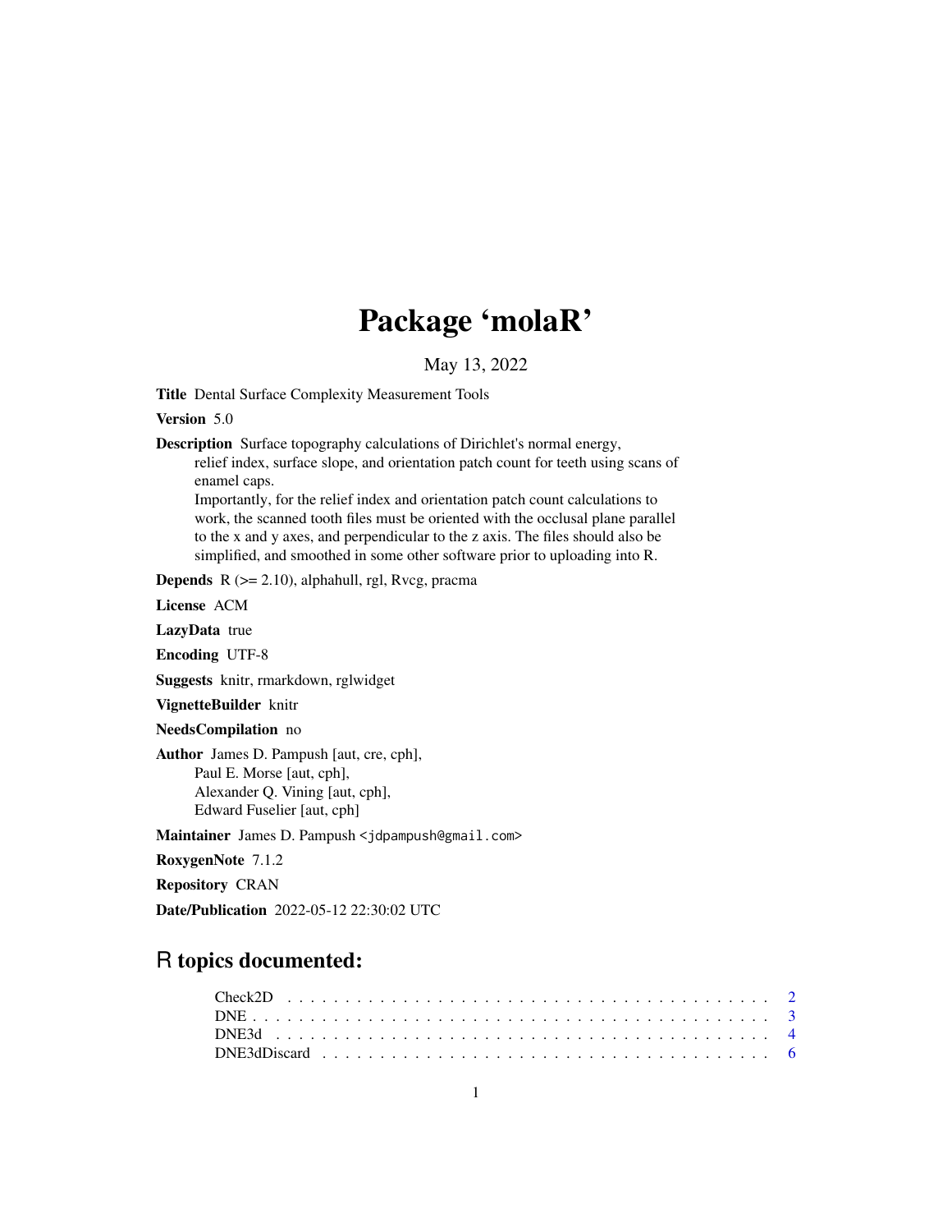# Package 'molaR'

May 13, 2022

**Title** Dental Surface Complexity Measurement Tools

**Version** 5.0

**Description** Surface topography calculations of Dirichlet's normal energy, relief index, surface slope, and orientation patch count for teeth using scans of enamel caps.
Importantly, for the relief index and orientation patch count calculations to work, the scanned tooth files must be oriented with the occlusal plane parallel to the x and y axes, and perpendicular to the z axis. The files should also be simplified, and smoothed in some other software prior to uploading into R.

**Depends** R (>= 2.10), alphahull, rgl, Rvcg, pracma

**License** ACM

**LazyData** true

**Encoding** UTF-8

**Suggests** knitr, rmarkdown, rglwidget

**VignetteBuilder** knitr

**NeedsCompilation** no

**Author** James D. Pampush [aut, cre, cph],
Paul E. Morse [aut, cph],
Alexander Q. Vining [aut, cph],
Edward Fuselier [aut, cph]

**Maintainer** James D. Pampush <jdpampush@gmail.com>

**RoxygenNote** 7.1.2

**Repository** CRAN

**Date/Publication** 2022-05-12 22:30:02 UTC

## R topics documented:

- Check2D . . . . . . . . . . . . . . . . . . . . . . . . . . . . . . . . . . . . . . . . 2
- DNE . . . . . . . . . . . . . . . . . . . . . . . . . . . . . . . . . . . . . . . . . . . 3
- DNE3d . . . . . . . . . . . . . . . . . . . . . . . . . . . . . . . . . . . . . . . . . 4
- DNE3dDiscard . . . . . . . . . . . . . . . . . . . . . . . . . . . . . . . . . . . . 6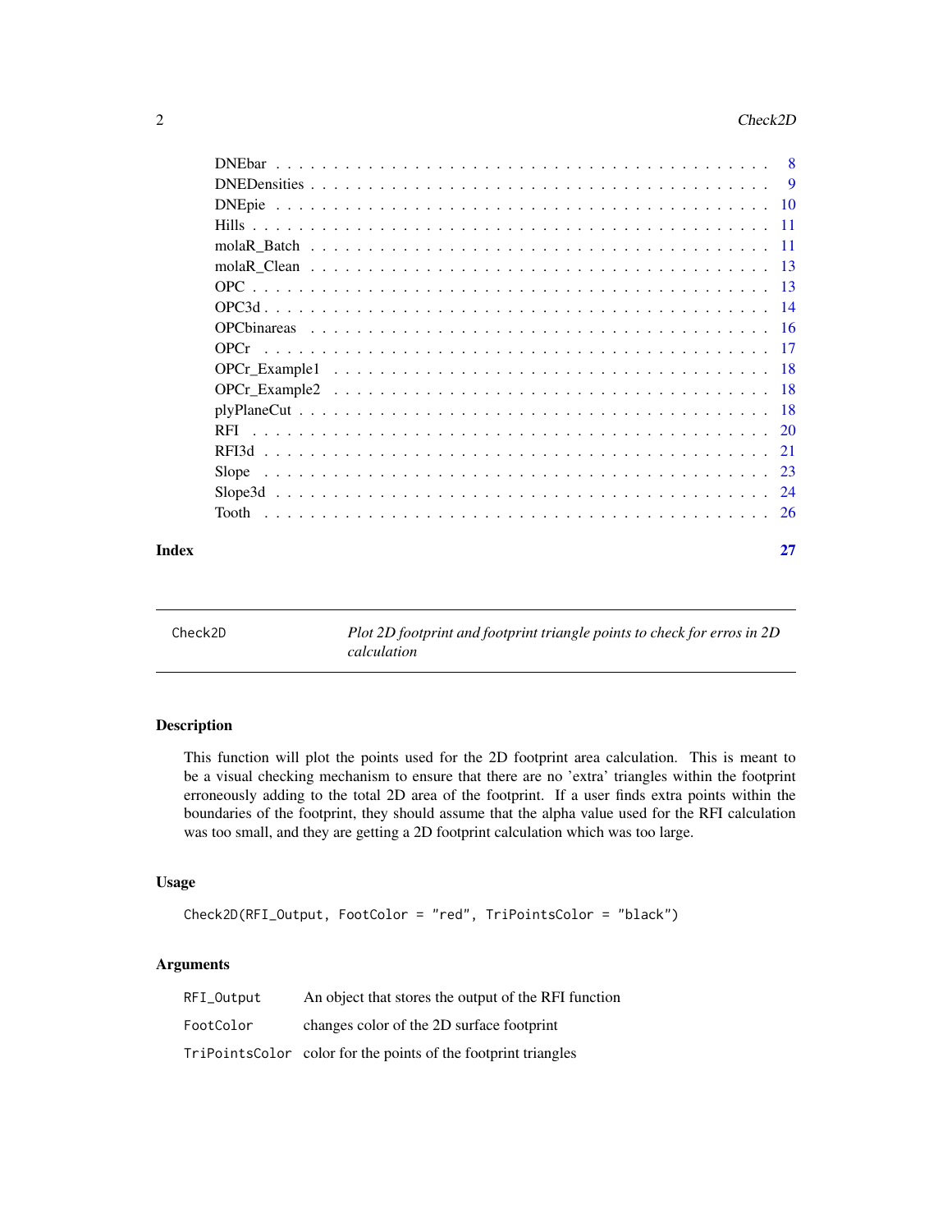| | |
|---|---|
| DNEbar | 8 |
| DNEDensities | 9 |
| DNEpie | 10 |
| Hills | 11 |
| molaR_Batch | 11 |
| molaR_Clean | 13 |
| OPC | 13 |
| OPC3d | 14 |
| OPCbinareas | 16 |
| OPCr | 17 |
| OPCr_Example1 | 18 |
| OPCr_Example2 | 18 |
| plyPlaneCut | 18 |
| RFI | 20 |
| RFI3d | 21 |
| Slope | 23 |
| Slope3d | 24 |
| Tooth | 26 |

**Index** 27

---

`Check2D` *Plot 2D footprint and footprint triangle points to check for erros in 2D calculation*

---

## Description

This function will plot the points used for the 2D footprint area calculation. This is meant to be a visual checking mechanism to ensure that there are no 'extra' triangles within the footprint erroneously adding to the total 2D area of the footprint. If a user finds extra points within the boundaries of the footprint, they should assume that the alpha value used for the RFI calculation was too small, and they are getting a 2D footprint calculation which was too large.

## Usage

```
Check2D(RFI_Output, FootColor = "red", TriPointsColor = "black")
```

## Arguments

| | |
|---|---|
| `RFI_Output` | An object that stores the output of the RFI function |
| `FootColor` | changes color of the 2D surface footprint |
| `TriPointsColor` | color for the points of the footprint triangles |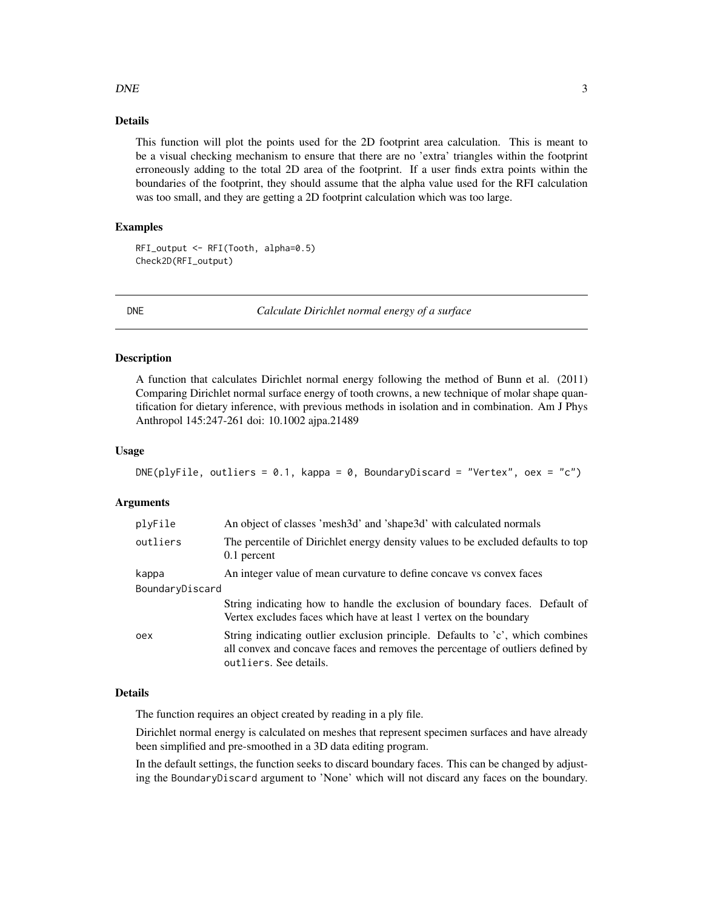### Details

This function will plot the points used for the 2D footprint area calculation. This is meant to be a visual checking mechanism to ensure that there are no 'extra' triangles within the footprint erroneously adding to the total 2D area of the footprint. If a user finds extra points within the boundaries of the footprint, they should assume that the alpha value used for the RFI calculation was too small, and they are getting a 2D footprint calculation which was too large.

### Examples

```
RFI_output <- RFI(Tooth, alpha=0.5)
Check2D(RFI_output)
```

---

## DNE — *Calculate Dirichlet normal energy of a surface*

---

### Description

A function that calculates Dirichlet normal energy following the method of Bunn et al. (2011) Comparing Dirichlet normal surface energy of tooth crowns, a new technique of molar shape quantification for dietary inference, with previous methods in isolation and in combination. Am J Phys Anthropol 145:247-261 doi: 10.1002 ajpa.21489

### Usage

```
DNE(plyFile, outliers = 0.1, kappa = 0, BoundaryDiscard = "Vertex", oex = "c")
```

### Arguments

| | |
|---|---|
| `plyFile` | An object of classes 'mesh3d' and 'shape3d' with calculated normals |
| `outliers` | The percentile of Dirichlet energy density values to be excluded defaults to top 0.1 percent |
| `kappa` | An integer value of mean curvature to define concave vs convex faces |
| `BoundaryDiscard` | String indicating how to handle the exclusion of boundary faces. Default of Vertex excludes faces which have at least 1 vertex on the boundary |
| `oex` | String indicating outlier exclusion principle. Defaults to 'c', which combines all convex and concave faces and removes the percentage of outliers defined by `outliers`. See details. |

### Details

The function requires an object created by reading in a ply file.

Dirichlet normal energy is calculated on meshes that represent specimen surfaces and have already been simplified and pre-smoothed in a 3D data editing program.

In the default settings, the function seeks to discard boundary faces. This can be changed by adjusting the `BoundaryDiscard` argument to 'None' which will not discard any faces on the boundary.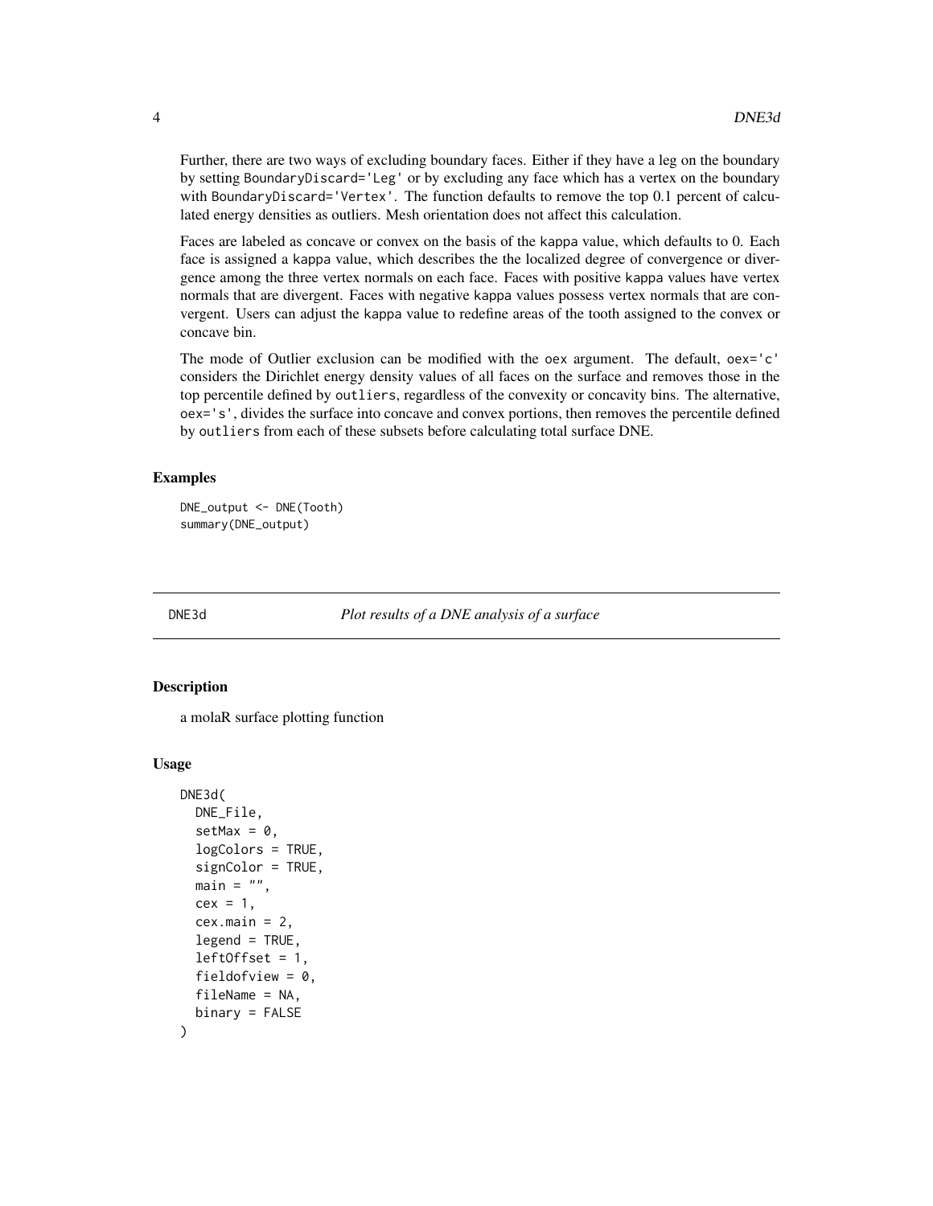Further, there are two ways of excluding boundary faces. Either if they have a leg on the boundary by setting BoundaryDiscard='Leg' or by excluding any face which has a vertex on the boundary with BoundaryDiscard='Vertex'. The function defaults to remove the top 0.1 percent of calculated energy densities as outliers. Mesh orientation does not affect this calculation.

Faces are labeled as concave or convex on the basis of the kappa value, which defaults to 0. Each face is assigned a kappa value, which describes the the localized degree of convergence or divergence among the three vertex normals on each face. Faces with positive kappa values have vertex normals that are divergent. Faces with negative kappa values possess vertex normals that are convergent. Users can adjust the kappa value to redefine areas of the tooth assigned to the convex or concave bin.

The mode of Outlier exclusion can be modified with the oex argument. The default, oex='c' considers the Dirichlet energy density values of all faces on the surface and removes those in the top percentile defined by outliers, regardless of the convexity or concavity bins. The alternative, oex='s', divides the surface into concave and convex portions, then removes the percentile defined by outliers from each of these subsets before calculating total surface DNE.

### Examples

```
DNE_output <- DNE(Tooth)
summary(DNE_output)
```

---

## DNE3d — *Plot results of a DNE analysis of a surface*

---

### Description

a molaR surface plotting function

### Usage

```
DNE3d(
  DNE_File,
  setMax = 0,
  logColors = TRUE,
  signColor = TRUE,
  main = "",
  cex = 1,
  cex.main = 2,
  legend = TRUE,
  leftOffset = 1,
  fieldofview = 0,
  fileName = NA,
  binary = FALSE
)
```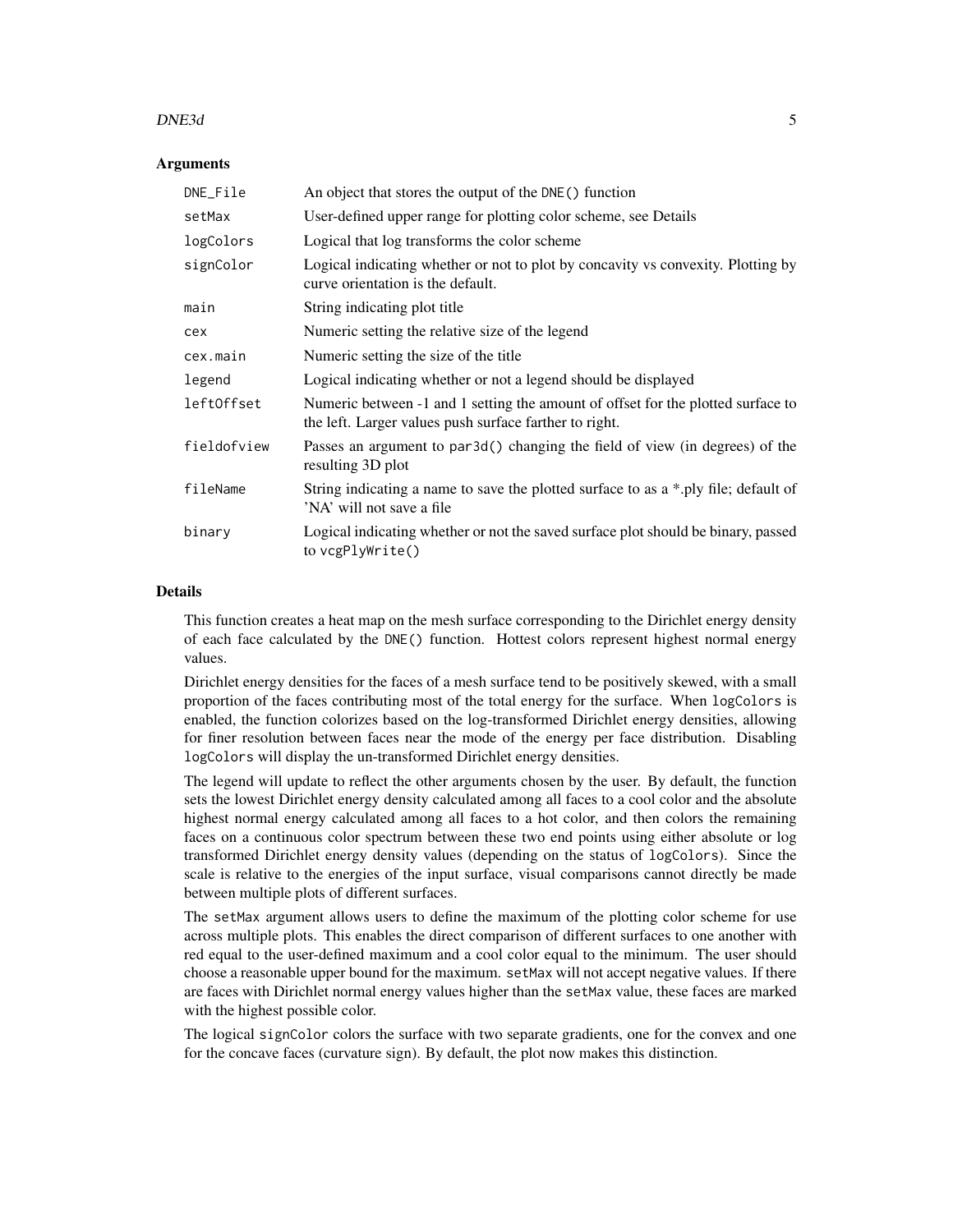### Arguments

| | |
|---|---|
| `DNE_File` | An object that stores the output of the `DNE()` function |
| `setMax` | User-defined upper range for plotting color scheme, see Details |
| `logColors` | Logical that log transforms the color scheme |
| `signColor` | Logical indicating whether or not to plot by concavity vs convexity. Plotting by curve orientation is the default. |
| `main` | String indicating plot title |
| `cex` | Numeric setting the relative size of the legend |
| `cex.main` | Numeric setting the size of the title |
| `legend` | Logical indicating whether or not a legend should be displayed |
| `leftOffset` | Numeric between -1 and 1 setting the amount of offset for the plotted surface to the left. Larger values push surface farther to right. |
| `fieldofview` | Passes an argument to `par3d()` changing the field of view (in degrees) of the resulting 3D plot |
| `fileName` | String indicating a name to save the plotted surface to as a *.ply file; default of 'NA' will not save a file |
| `binary` | Logical indicating whether or not the saved surface plot should be binary, passed to `vcgPlyWrite()` |

### Details

This function creates a heat map on the mesh surface corresponding to the Dirichlet energy density of each face calculated by the `DNE()` function. Hottest colors represent highest normal energy values.

Dirichlet energy densities for the faces of a mesh surface tend to be positively skewed, with a small proportion of the faces contributing most of the total energy for the surface. When `logColors` is enabled, the function colorizes based on the log-transformed Dirichlet energy densities, allowing for finer resolution between faces near the mode of the energy per face distribution. Disabling `logColors` will display the un-transformed Dirichlet energy densities.

The legend will update to reflect the other arguments chosen by the user. By default, the function sets the lowest Dirichlet energy density calculated among all faces to a cool color and the absolute highest normal energy calculated among all faces to a hot color, and then colors the remaining faces on a continuous color spectrum between these two end points using either absolute or log transformed Dirichlet energy density values (depending on the status of `logColors`). Since the scale is relative to the energies of the input surface, visual comparisons cannot directly be made between multiple plots of different surfaces.

The `setMax` argument allows users to define the maximum of the plotting color scheme for use across multiple plots. This enables the direct comparison of different surfaces to one another with red equal to the user-defined maximum and a cool color equal to the minimum. The user should choose a reasonable upper bound for the maximum. `setMax` will not accept negative values. If there are faces with Dirichlet normal energy values higher than the `setMax` value, these faces are marked with the highest possible color.

The logical `signColor` colors the surface with two separate gradients, one for the convex and one for the concave faces (curvature sign). By default, the plot now makes this distinction.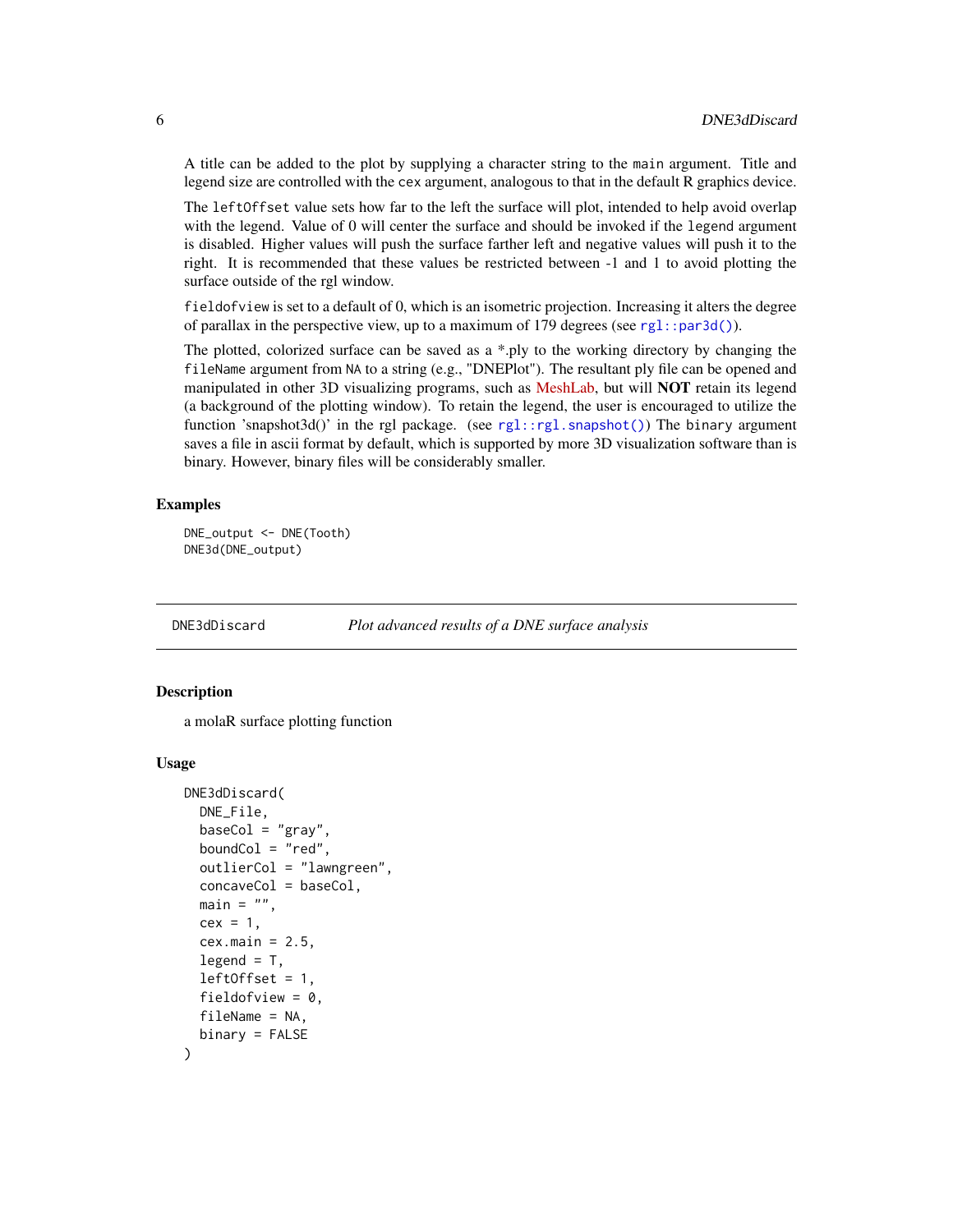A title can be added to the plot by supplying a character string to the `main` argument. Title and legend size are controlled with the `cex` argument, analogous to that in the default R graphics device.

The `leftOffset` value sets how far to the left the surface will plot, intended to help avoid overlap with the legend. Value of 0 will center the surface and should be invoked if the `legend` argument is disabled. Higher values will push the surface farther left and negative values will push it to the right. It is recommended that these values be restricted between -1 and 1 to avoid plotting the surface outside of the rgl window.

`fieldofview` is set to a default of 0, which is an isometric projection. Increasing it alters the degree of parallax in the perspective view, up to a maximum of 179 degrees (see `rgl::par3d()`).

The plotted, colorized surface can be saved as a *.ply to the working directory by changing the `fileName` argument from `NA` to a string (e.g., "DNEPlot"). The resultant ply file can be opened and manipulated in other 3D visualizing programs, such as MeshLab, but will **NOT** retain its legend (a background of the plotting window). To retain the legend, the user is encouraged to utilize the function 'snapshot3d()' in the rgl package. (see `rgl::rgl.snapshot()`) The `binary` argument saves a file in ascii format by default, which is supported by more 3D visualization software than is binary. However, binary files will be considerably smaller.

### Examples

```
DNE_output <- DNE(Tooth)
DNE3d(DNE_output)
```

---

## DNE3dDiscard — *Plot advanced results of a DNE surface analysis*

---

### Description

a molaR surface plotting function

### Usage

```
DNE3dDiscard(
  DNE_File,
  baseCol = "gray",
  boundCol = "red",
  outlierCol = "lawngreen",
  concaveCol = baseCol,
  main = "",
  cex = 1,
  cex.main = 2.5,
  legend = T,
  leftOffset = 1,
  fieldofview = 0,
  fileName = NA,
  binary = FALSE
)
```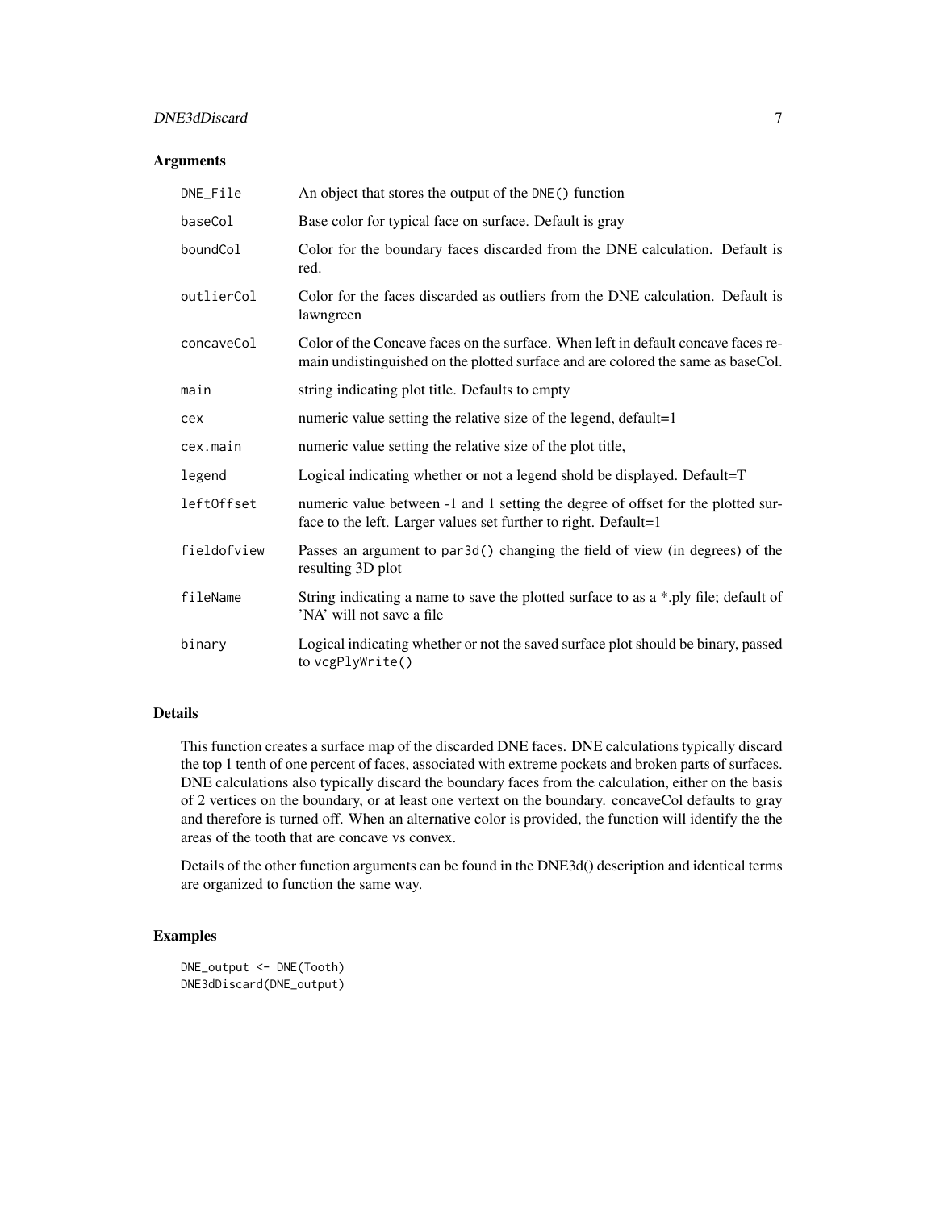## Arguments

| | |
|---|---|
| DNE_File | An object that stores the output of the DNE() function |
| baseCol | Base color for typical face on surface. Default is gray |
| boundCol | Color for the boundary faces discarded from the DNE calculation. Default is red. |
| outlierCol | Color for the faces discarded as outliers from the DNE calculation. Default is lawngreen |
| concaveCol | Color of the Concave faces on the surface. When left in default concave faces remain undistinguished on the plotted surface and are colored the same as baseCol. |
| main | string indicating plot title. Defaults to empty |
| cex | numeric value setting the relative size of the legend, default=1 |
| cex.main | numeric value setting the relative size of the plot title, |
| legend | Logical indicating whether or not a legend shold be displayed. Default=T |
| leftOffset | numeric value between -1 and 1 setting the degree of offset for the plotted surface to the left. Larger values set further to right. Default=1 |
| fieldofview | Passes an argument to par3d() changing the field of view (in degrees) of the resulting 3D plot |
| fileName | String indicating a name to save the plotted surface to as a *.ply file; default of 'NA' will not save a file |
| binary | Logical indicating whether or not the saved surface plot should be binary, passed to vcgPlyWrite() |

## Details

This function creates a surface map of the discarded DNE faces. DNE calculations typically discard the top 1 tenth of one percent of faces, associated with extreme pockets and broken parts of surfaces. DNE calculations also typically discard the boundary faces from the calculation, either on the basis of 2 vertices on the boundary, or at least one vertext on the boundary. concaveCol defaults to gray and therefore is turned off. When an alternative color is provided, the function will identify the the areas of the tooth that are concave vs convex.

Details of the other function arguments can be found in the DNE3d() description and identical terms are organized to function the same way.

## Examples

```
DNE_output <- DNE(Tooth)
DNE3dDiscard(DNE_output)
```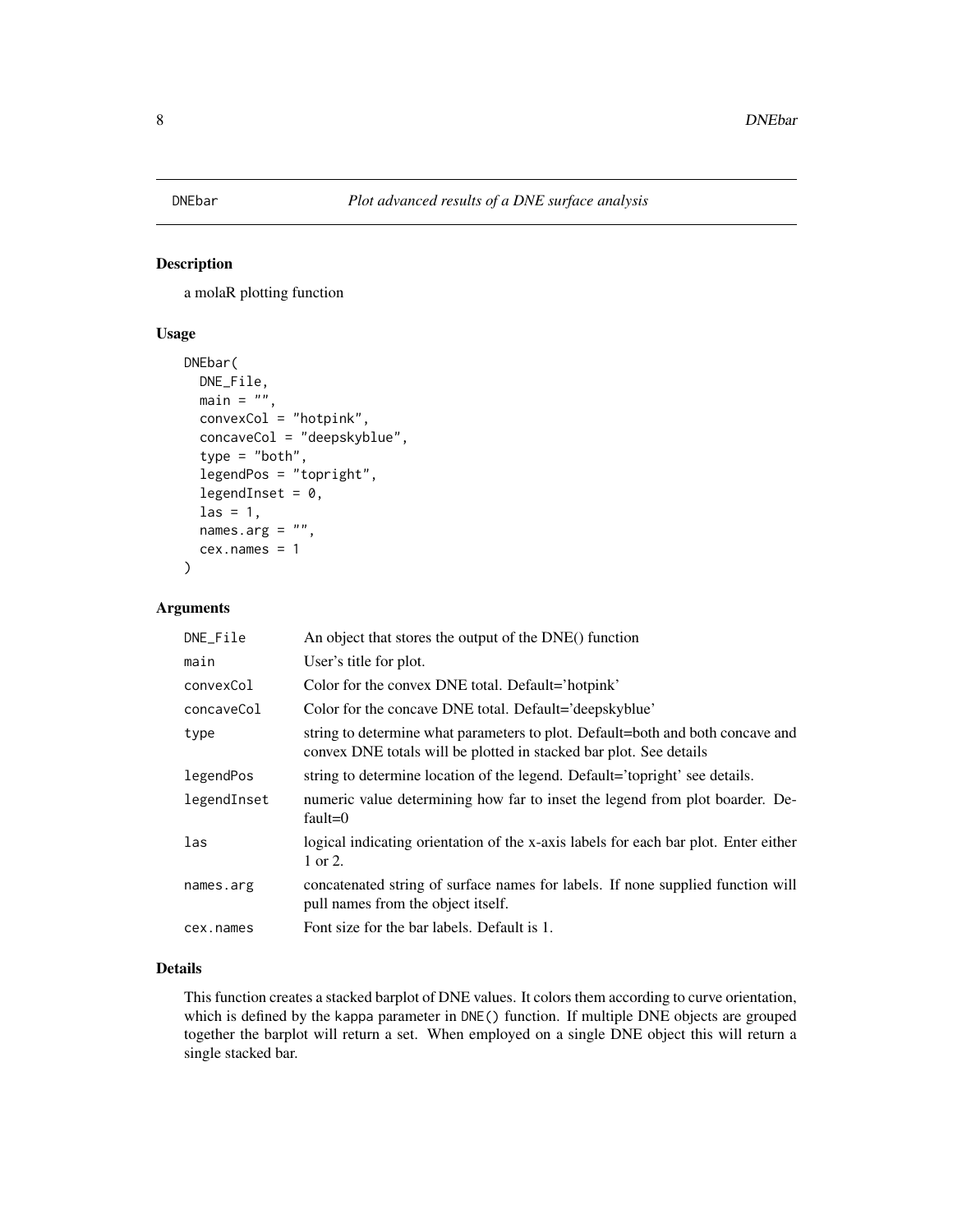# DNEbar *Plot advanced results of a DNE surface analysis*

## Description

a molaR plotting function

## Usage

```
DNEbar(
  DNE_File,
  main = "",
  convexCol = "hotpink",
  concaveCol = "deepskyblue",
  type = "both",
  legendPos = "topright",
  legendInset = 0,
  las = 1,
  names.arg = "",
  cex.names = 1
)
```

## Arguments

| | |
|---|---|
| DNE_File | An object that stores the output of the DNE() function |
| main | User's title for plot. |
| convexCol | Color for the convex DNE total. Default='hotpink' |
| concaveCol | Color for the concave DNE total. Default='deepskyblue' |
| type | string to determine what parameters to plot. Default=both and both concave and convex DNE totals will be plotted in stacked bar plot. See details |
| legendPos | string to determine location of the legend. Default='topright' see details. |
| legendInset | numeric value determining how far to inset the legend from plot boarder. Default=0 |
| las | logical indicating orientation of the x-axis labels for each bar plot. Enter either 1 or 2. |
| names.arg | concatenated string of surface names for labels. If none supplied function will pull names from the object itself. |
| cex.names | Font size for the bar labels. Default is 1. |

## Details

This function creates a stacked barplot of DNE values. It colors them according to curve orientation, which is defined by the kappa parameter in `DNE()` function. If multiple DNE objects are grouped together the barplot will return a set. When employed on a single DNE object this will return a single stacked bar.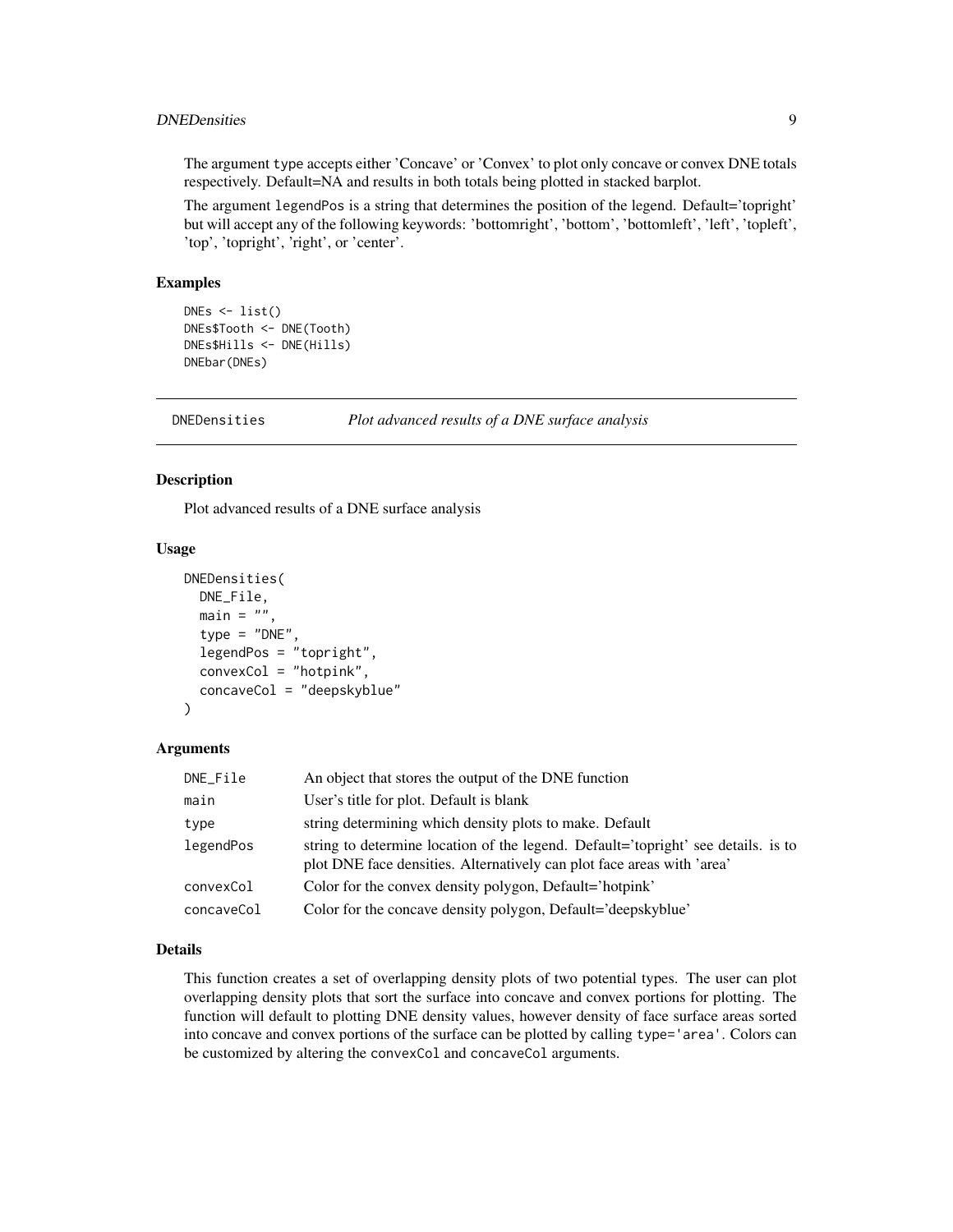The argument type accepts either 'Concave' or 'Convex' to plot only concave or convex DNE totals respectively. Default=NA and results in both totals being plotted in stacked barplot.

The argument legendPos is a string that determines the position of the legend. Default='topright' but will accept any of the following keywords: 'bottomright', 'bottom', 'bottomleft', 'left', 'topleft', 'top', 'topright', 'right', or 'center'.

### Examples

```
DNEs <- list()
DNEs$Tooth <- DNE(Tooth)
DNEs$Hills <- DNE(Hills)
DNEbar(DNEs)
```

---

## DNEDensities — *Plot advanced results of a DNE surface analysis*

---

### Description

Plot advanced results of a DNE surface analysis

### Usage

```
DNEDensities(
  DNE_File,
  main = "",
  type = "DNE",
  legendPos = "topright",
  convexCol = "hotpink",
  concaveCol = "deepskyblue"
)
```

### Arguments

| | |
|---|---|
| DNE_File | An object that stores the output of the DNE function |
| main | User's title for plot. Default is blank |
| type | string determining which density plots to make. Default |
| legendPos | string to determine location of the legend. Default='topright' see details. is to plot DNE face densities. Alternatively can plot face areas with 'area' |
| convexCol | Color for the convex density polygon, Default='hotpink' |
| concaveCol | Color for the concave density polygon, Default='deepskyblue' |

### Details

This function creates a set of overlapping density plots of two potential types. The user can plot overlapping density plots that sort the surface into concave and convex portions for plotting. The function will default to plotting DNE density values, however density of face surface areas sorted into concave and convex portions of the surface can be plotted by calling type='area'. Colors can be customized by altering the convexCol and concaveCol arguments.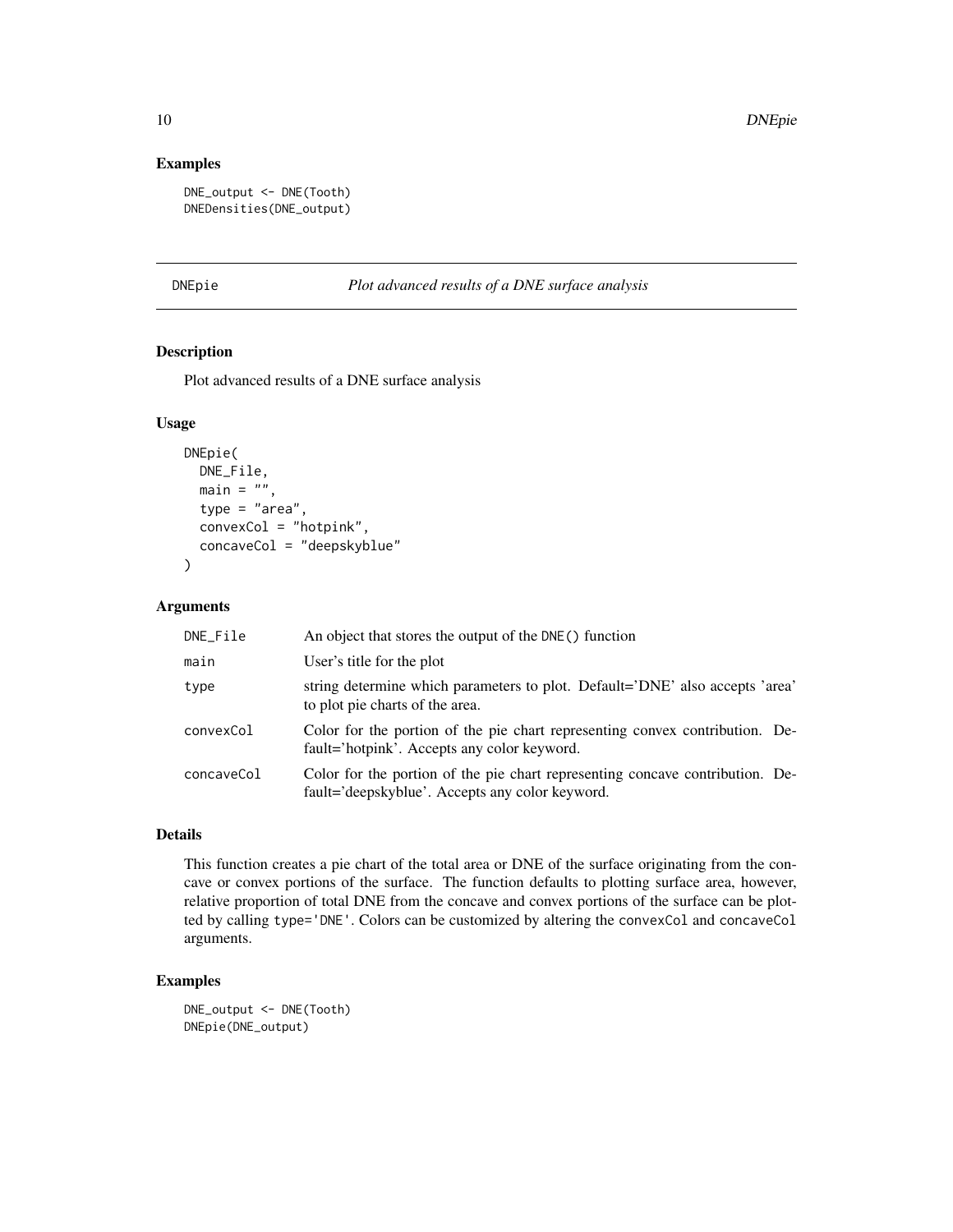### Examples

```
DNE_output <- DNE(Tooth)
DNEDensities(DNE_output)
```

---

## DNEpie — *Plot advanced results of a DNE surface analysis*

### Description

Plot advanced results of a DNE surface analysis

### Usage

```
DNEpie(
  DNE_File,
  main = "",
  type = "area",
  convexCol = "hotpink",
  concaveCol = "deepskyblue"
)
```

### Arguments

| | |
|---|---|
| DNE_File | An object that stores the output of the `DNE()` function |
| main | User's title for the plot |
| type | string determine which parameters to plot. Default='DNE' also accepts 'area' to plot pie charts of the area. |
| convexCol | Color for the portion of the pie chart representing convex contribution. Default='hotpink'. Accepts any color keyword. |
| concaveCol | Color for the portion of the pie chart representing concave contribution. Default='deepskyblue'. Accepts any color keyword. |

### Details

This function creates a pie chart of the total area or DNE of the surface originating from the concave or convex portions of the surface. The function defaults to plotting surface area, however, relative proportion of total DNE from the concave and convex portions of the surface can be plotted by calling `type='DNE'`. Colors can be customized by altering the `convexCol` and `concaveCol` arguments.

### Examples

```
DNE_output <- DNE(Tooth)
DNEpie(DNE_output)
```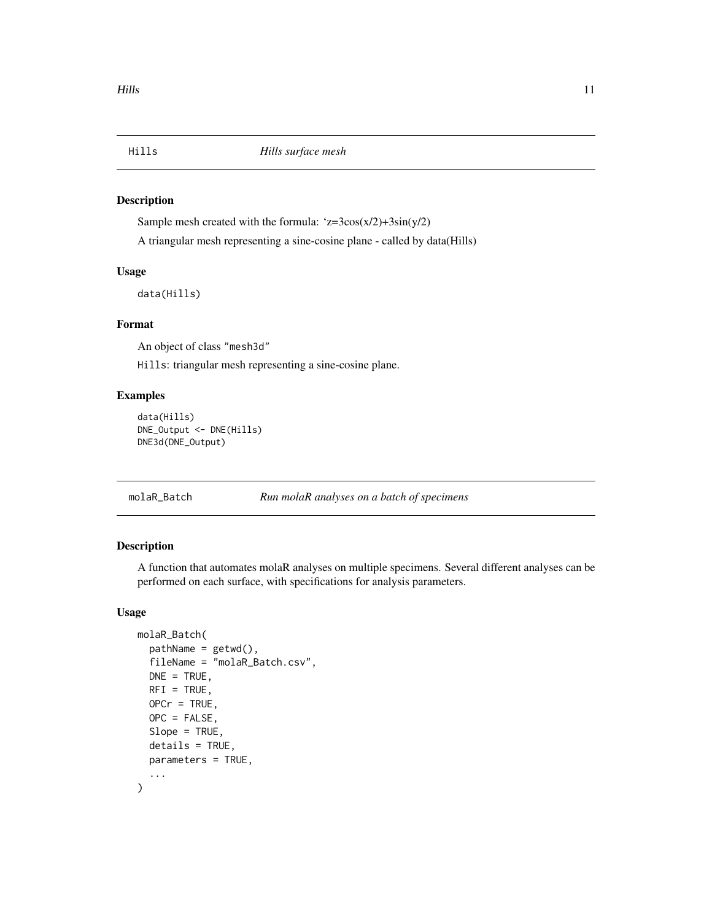## Hills — *Hills surface mesh*

### Description

Sample mesh created with the formula: '$z=3\cos(x/2)+3\sin(y/2)$

A triangular mesh representing a sine-cosine plane - called by data(Hills)

### Usage

```
data(Hills)
```

### Format

An object of class "mesh3d"

Hills: triangular mesh representing a sine-cosine plane.

### Examples

```
data(Hills)
DNE_Output <- DNE(Hills)
DNE3d(DNE_Output)
```

## molaR_Batch — *Run molaR analyses on a batch of specimens*

### Description

A function that automates molaR analyses on multiple specimens. Several different analyses can be performed on each surface, with specifications for analysis parameters.

### Usage

```
molaR_Batch(
  pathName = getwd(),
  fileName = "molaR_Batch.csv",
  DNE = TRUE,
  RFI = TRUE,
  OPCr = TRUE,
  OPC = FALSE,
  Slope = TRUE,
  details = TRUE,
  parameters = TRUE,
  ...
)
```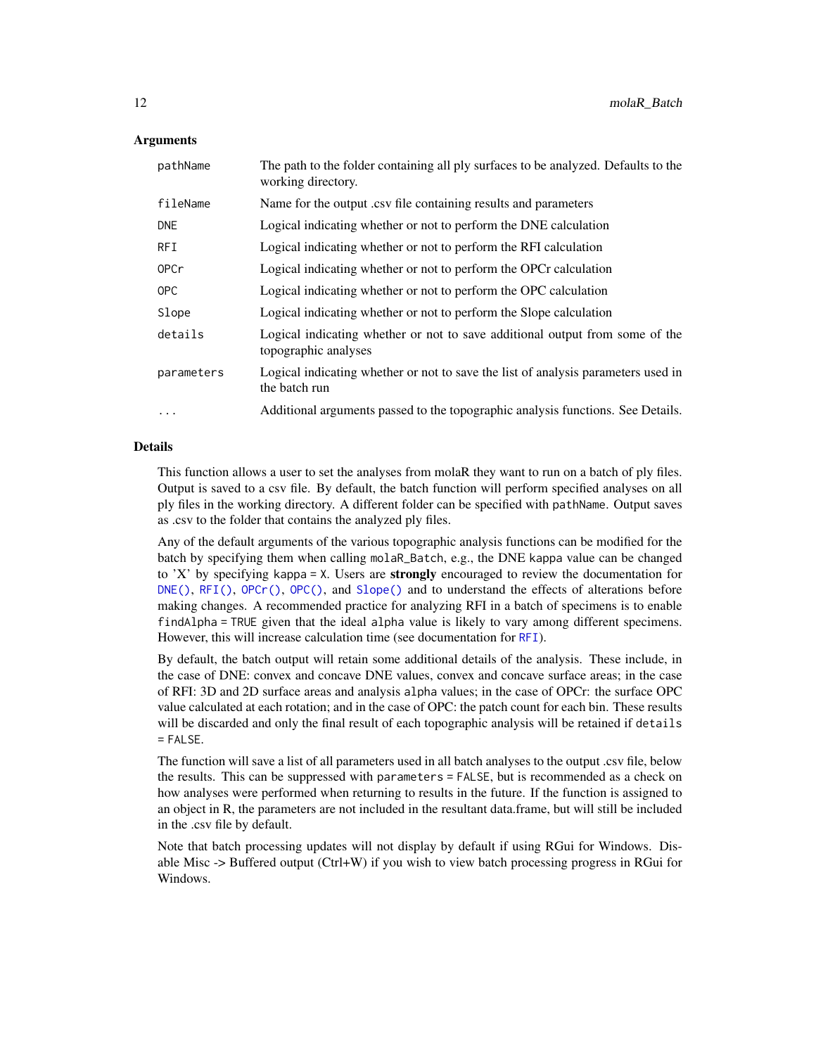### Arguments

| | |
|---|---|
| `pathName` | The path to the folder containing all ply surfaces to be analyzed. Defaults to the working directory. |
| `fileName` | Name for the output .csv file containing results and parameters |
| `DNE` | Logical indicating whether or not to perform the DNE calculation |
| `RFI` | Logical indicating whether or not to perform the RFI calculation |
| `OPCr` | Logical indicating whether or not to perform the OPCr calculation |
| `OPC` | Logical indicating whether or not to perform the OPC calculation |
| `Slope` | Logical indicating whether or not to perform the Slope calculation |
| `details` | Logical indicating whether or not to save additional output from some of the topographic analyses |
| `parameters` | Logical indicating whether or not to save the list of analysis parameters used in the batch run |
| `...` | Additional arguments passed to the topographic analysis functions. See Details. |

### Details

This function allows a user to set the analyses from molaR they want to run on a batch of ply files. Output is saved to a csv file. By default, the batch function will perform specified analyses on all ply files in the working directory. A different folder can be specified with `pathName`. Output saves as .csv to the folder that contains the analyzed ply files.

Any of the default arguments of the various topographic analysis functions can be modified for the batch by specifying them when calling `molaR_Batch`, e.g., the DNE `kappa` value can be changed to 'X' by specifying `kappa = X`. Users are **strongly** encouraged to review the documentation for `DNE()`, `RFI()`, `OPCr()`, `OPC()`, and `Slope()` and to understand the effects of alterations before making changes. A recommended practice for analyzing RFI in a batch of specimens is to enable `findAlpha = TRUE` given that the ideal `alpha` value is likely to vary among different specimens. However, this will increase calculation time (see documentation for `RFI`).

By default, the batch output will retain some additional details of the analysis. These include, in the case of DNE: convex and concave DNE values, convex and concave surface areas; in the case of RFI: 3D and 2D surface areas and analysis `alpha` values; in the case of OPCr: the surface OPC value calculated at each rotation; and in the case of OPC: the patch count for each bin. These results will be discarded and only the final result of each topographic analysis will be retained if `details = FALSE`.

The function will save a list of all parameters used in all batch analyses to the output .csv file, below the results. This can be suppressed with `parameters = FALSE`, but is recommended as a check on how analyses were performed when returning to results in the future. If the function is assigned to an object in R, the parameters are not included in the resultant data.frame, but will still be included in the .csv file by default.

Note that batch processing updates will not display by default if using RGui for Windows. Disable Misc -> Buffered output (Ctrl+W) if you wish to view batch processing progress in RGui for Windows.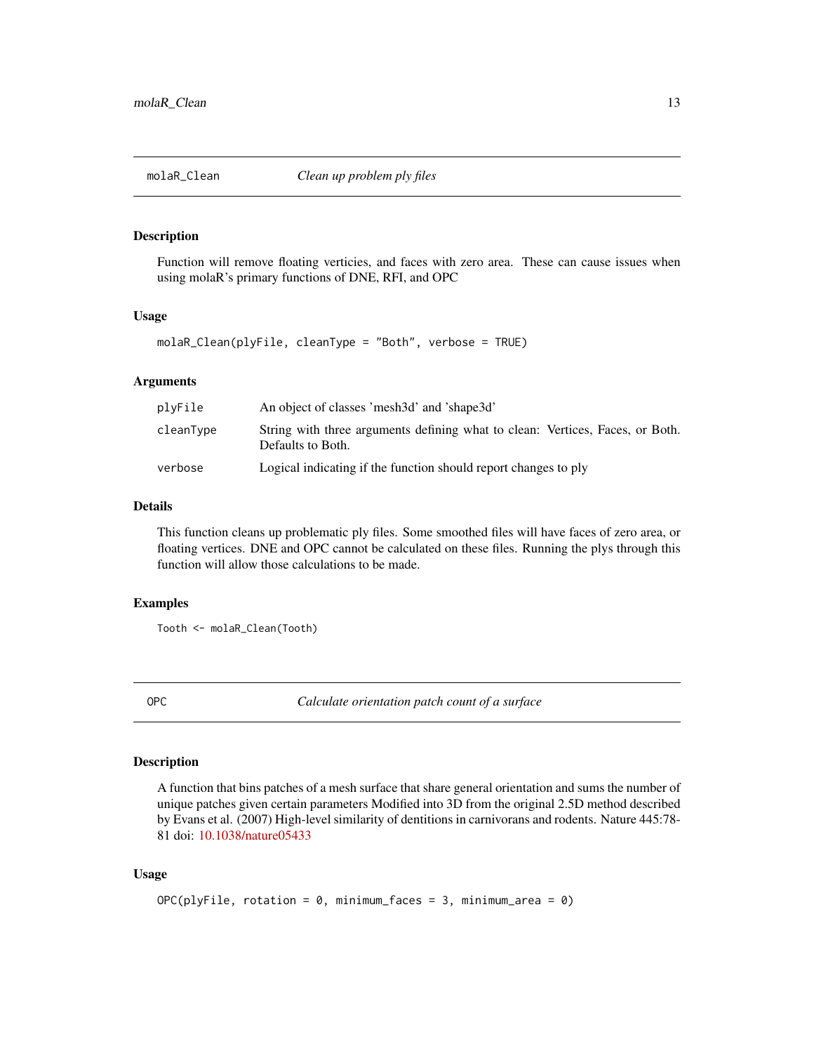## molaR_Clean — *Clean up problem ply files*

### Description

Function will remove floating verticies, and faces with zero area. These can cause issues when using molaR's primary functions of DNE, RFI, and OPC

### Usage

```
molaR_Clean(plyFile, cleanType = "Both", verbose = TRUE)
```

### Arguments

| | |
|---|---|
| plyFile | An object of classes 'mesh3d' and 'shape3d' |
| cleanType | String with three arguments defining what to clean: Vertices, Faces, or Both. Defaults to Both. |
| verbose | Logical indicating if the function should report changes to ply |

### Details

This function cleans up problematic ply files. Some smoothed files will have faces of zero area, or floating vertices. DNE and OPC cannot be calculated on these files. Running the plys through this function will allow those calculations to be made.

### Examples

```
Tooth <- molaR_Clean(Tooth)
```

## OPC — *Calculate orientation patch count of a surface*

### Description

A function that bins patches of a mesh surface that share general orientation and sums the number of unique patches given certain parameters Modified into 3D from the original 2.5D method described by Evans et al. (2007) High-level similarity of dentitions in carnivorans and rodents. Nature 445:78-81 doi: 10.1038/nature05433

### Usage

```
OPC(plyFile, rotation = 0, minimum_faces = 3, minimum_area = 0)
```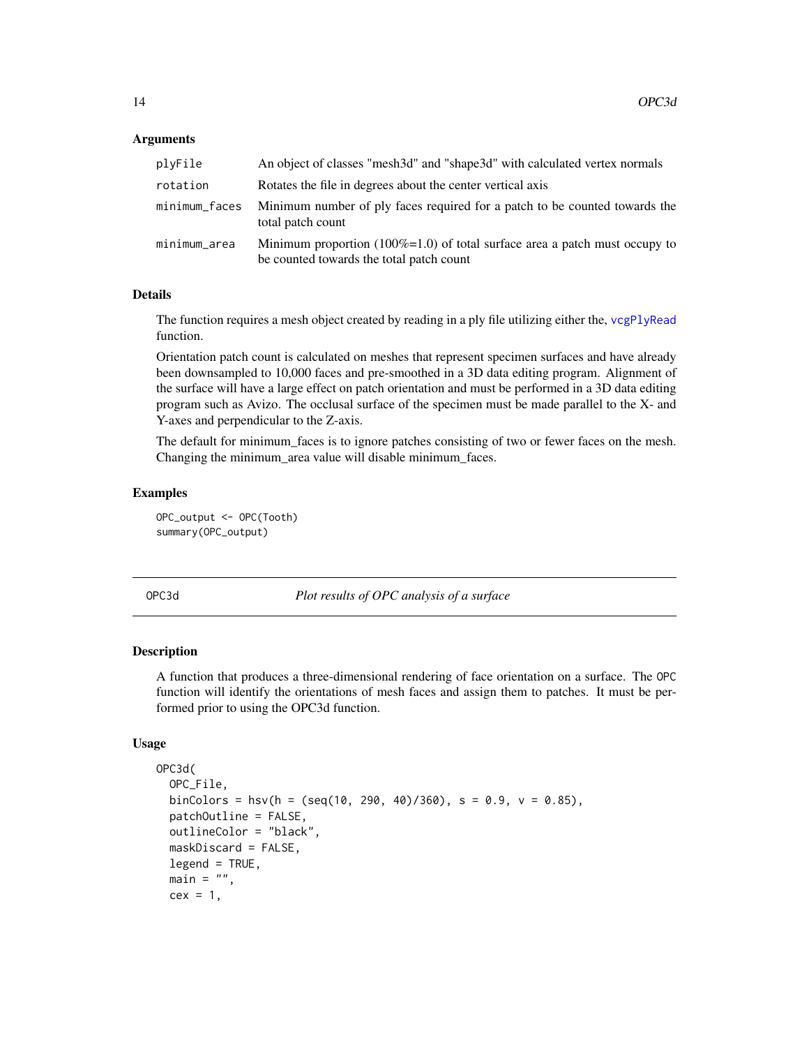### Arguments

| | |
|---|---|
| plyFile | An object of classes "mesh3d" and "shape3d" with calculated vertex normals |
| rotation | Rotates the file in degrees about the center vertical axis |
| minimum_faces | Minimum number of ply faces required for a patch to be counted towards the total patch count |
| minimum_area | Minimum proportion (100%=1.0) of total surface area a patch must occupy to be counted towards the total patch count |

### Details

The function requires a mesh object created by reading in a ply file utilizing either the, vcgPlyRead function.

Orientation patch count is calculated on meshes that represent specimen surfaces and have already been downsampled to 10,000 faces and pre-smoothed in a 3D data editing program. Alignment of the surface will have a large effect on patch orientation and must be performed in a 3D data editing program such as Avizo. The occlusal surface of the specimen must be made parallel to the X- and Y-axes and perpendicular to the Z-axis.

The default for minimum_faces is to ignore patches consisting of two or fewer faces on the mesh. Changing the minimum_area value will disable minimum_faces.

### Examples

```
OPC_output <- OPC(Tooth)
summary(OPC_output)
```

---

## OPC3d — *Plot results of OPC analysis of a surface*

### Description

A function that produces a three-dimensional rendering of face orientation on a surface. The OPC function will identify the orientations of mesh faces and assign them to patches. It must be performed prior to using the OPC3d function.

### Usage

```
OPC3d(
  OPC_File,
  binColors = hsv(h = (seq(10, 290, 40)/360), s = 0.9, v = 0.85),
  patchOutline = FALSE,
  outlineColor = "black",
  maskDiscard = FALSE,
  legend = TRUE,
  main = "",
  cex = 1,
```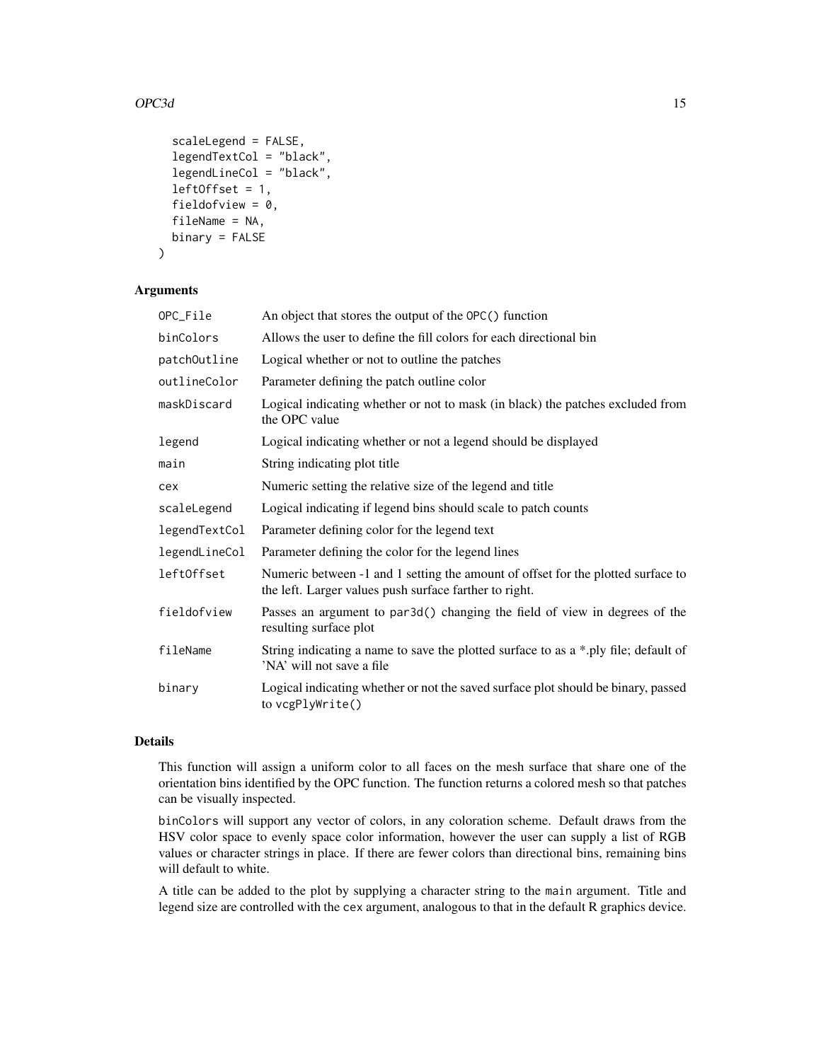```
  scaleLegend = FALSE,
  legendTextCol = "black",
  legendLineCol = "black",
  leftOffset = 1,
  fieldofview = 0,
  fileName = NA,
  binary = FALSE
)
```

## Arguments

| | |
|---|---|
| `OPC_File` | An object that stores the output of the `OPC()` function |
| `binColors` | Allows the user to define the fill colors for each directional bin |
| `patchOutline` | Logical whether or not to outline the patches |
| `outlineColor` | Parameter defining the patch outline color |
| `maskDiscard` | Logical indicating whether or not to mask (in black) the patches excluded from the OPC value |
| `legend` | Logical indicating whether or not a legend should be displayed |
| `main` | String indicating plot title |
| `cex` | Numeric setting the relative size of the legend and title |
| `scaleLegend` | Logical indicating if legend bins should scale to patch counts |
| `legendTextCol` | Parameter defining color for the legend text |
| `legendLineCol` | Parameter defining the color for the legend lines |
| `leftOffset` | Numeric between -1 and 1 setting the amount of offset for the plotted surface to the left. Larger values push surface farther to right. |
| `fieldofview` | Passes an argument to `par3d()` changing the field of view in degrees of the resulting surface plot |
| `fileName` | String indicating a name to save the plotted surface to as a *.ply file; default of 'NA' will not save a file |
| `binary` | Logical indicating whether or not the saved surface plot should be binary, passed to `vcgPlyWrite()` |

## Details

This function will assign a uniform color to all faces on the mesh surface that share one of the orientation bins identified by the OPC function. The function returns a colored mesh so that patches can be visually inspected.

`binColors` will support any vector of colors, in any coloration scheme. Default draws from the HSV color space to evenly space color information, however the user can supply a list of RGB values or character strings in place. If there are fewer colors than directional bins, remaining bins will default to white.

A title can be added to the plot by supplying a character string to the `main` argument. Title and legend size are controlled with the `cex` argument, analogous to that in the default R graphics device.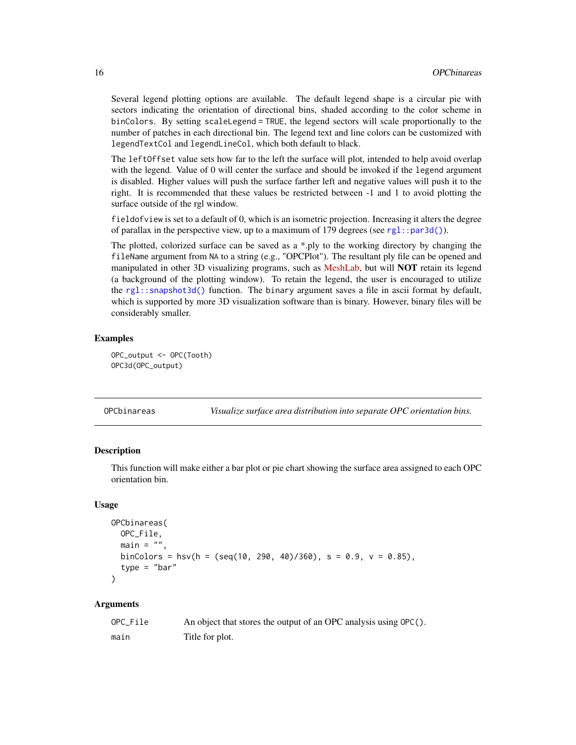Several legend plotting options are available. The default legend shape is a circular pie with sectors indicating the orientation of directional bins, shaded according to the color scheme in `binColors`. By setting `scaleLegend = TRUE`, the legend sectors will scale proportionally to the number of patches in each directional bin. The legend text and line colors can be customized with `legendTextCol` and `legendLineCol`, which both default to black.

The `leftOffset` value sets how far to the left the surface will plot, intended to help avoid overlap with the legend. Value of 0 will center the surface and should be invoked if the `legend` argument is disabled. Higher values will push the surface farther left and negative values will push it to the right. It is recommended that these values be restricted between -1 and 1 to avoid plotting the surface outside of the rgl window.

`fieldofview` is set to a default of 0, which is an isometric projection. Increasing it alters the degree of parallax in the perspective view, up to a maximum of 179 degrees (see `rgl::par3d()`).

The plotted, colorized surface can be saved as a *.ply to the working directory by changing the `fileName` argument from `NA` to a string (e.g., "OPCPlot"). The resultant ply file can be opened and manipulated in other 3D visualizing programs, such as MeshLab, but will **NOT** retain its legend (a background of the plotting window). To retain the legend, the user is encouraged to utilize the `rgl::snapshot3d()` function. The `binary` argument saves a file in ascii format by default, which is supported by more 3D visualization software than is binary. However, binary files will be considerably smaller.

## Examples

```
OPC_output <- OPC(Tooth)
OPC3d(OPC_output)
```

---

`OPCbinareas` *Visualize surface area distribution into separate OPC orientation bins.*

---

## Description

This function will make either a bar plot or pie chart showing the surface area assigned to each OPC orientation bin.

## Usage

```
OPCbinareas(
  OPC_File,
  main = "",
  binColors = hsv(h = (seq(10, 290, 40)/360), s = 0.9, v = 0.85),
  type = "bar"
)
```

## Arguments

| | |
|---|---|
| `OPC_File` | An object that stores the output of an OPC analysis using `OPC()`. |
| `main` | Title for plot. |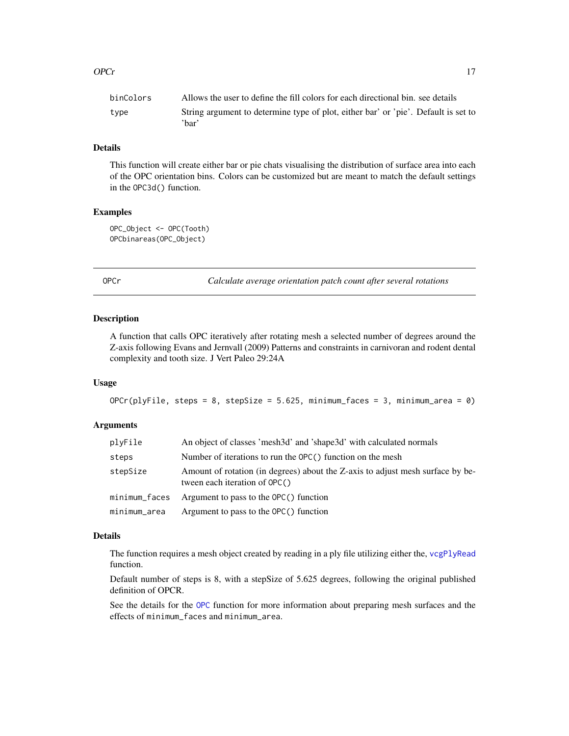| | |
|---|---|
| binColors | Allows the user to define the fill colors for each directional bin. see details |
| type | String argument to determine type of plot, either bar' or 'pie'. Default is set to 'bar' |

### Details

This function will create either bar or pie chats visualising the distribution of surface area into each of the OPC orientation bins. Colors can be customized but are meant to match the default settings in the `OPC3d()` function.

### Examples

```
OPC_Object <- OPC(Tooth)
OPCbinareas(OPC_Object)
```

---

## OPCr — *Calculate average orientation patch count after several rotations*

---

### Description

A function that calls OPC iteratively after rotating mesh a selected number of degrees around the Z-axis following Evans and Jernvall (2009) Patterns and constraints in carnivoran and rodent dental complexity and tooth size. J Vert Paleo 29:24A

### Usage

```
OPCr(plyFile, steps = 8, stepSize = 5.625, minimum_faces = 3, minimum_area = 0)
```

### Arguments

| | |
|---|---|
| plyFile | An object of classes 'mesh3d' and 'shape3d' with calculated normals |
| steps | Number of iterations to run the `OPC()` function on the mesh |
| stepSize | Amount of rotation (in degrees) about the Z-axis to adjust mesh surface by between each iteration of `OPC()` |
| minimum_faces | Argument to pass to the `OPC()` function |
| minimum_area | Argument to pass to the `OPC()` function |

### Details

The function requires a mesh object created by reading in a ply file utilizing either the, `vcgPlyRead` function.

Default number of steps is 8, with a stepSize of 5.625 degrees, following the original published definition of OPCR.

See the details for the `OPC` function for more information about preparing mesh surfaces and the effects of `minimum_faces` and `minimum_area`.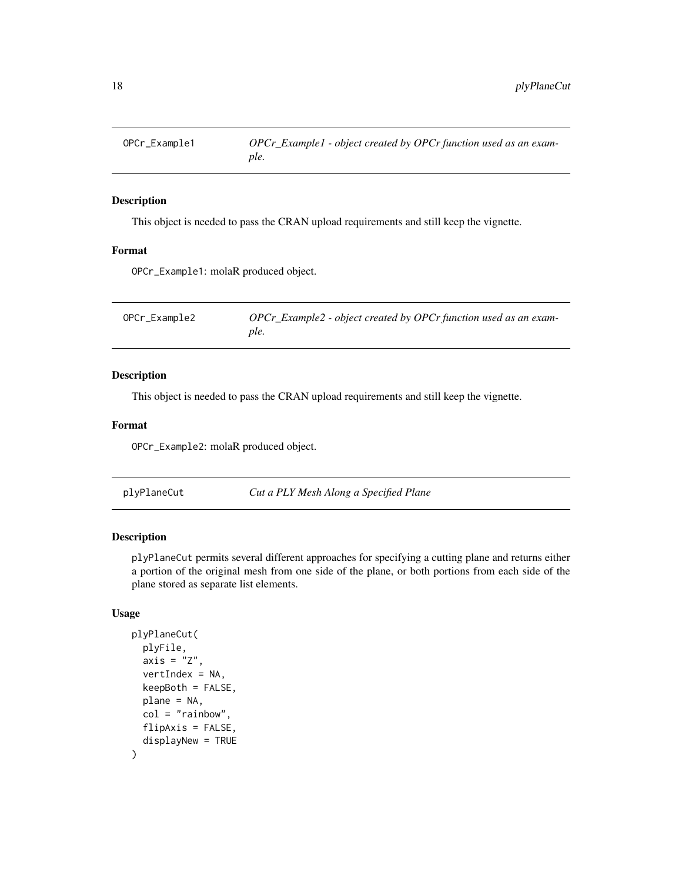## OPCr_Example1 — *OPCr_Example1 - object created by OPCr function used as an example.*

### Description

This object is needed to pass the CRAN upload requirements and still keep the vignette.

### Format

`OPCr_Example1`: molaR produced object.

## OPCr_Example2 — *OPCr_Example2 - object created by OPCr function used as an example.*

### Description

This object is needed to pass the CRAN upload requirements and still keep the vignette.

### Format

`OPCr_Example2`: molaR produced object.

## plyPlaneCut — *Cut a PLY Mesh Along a Specified Plane*

### Description

`plyPlaneCut` permits several different approaches for specifying a cutting plane and returns either a portion of the original mesh from one side of the plane, or both portions from each side of the plane stored as separate list elements.

### Usage

```
plyPlaneCut(
  plyFile,
  axis = "Z",
  vertIndex = NA,
  keepBoth = FALSE,
  plane = NA,
  col = "rainbow",
  flipAxis = FALSE,
  displayNew = TRUE
)
```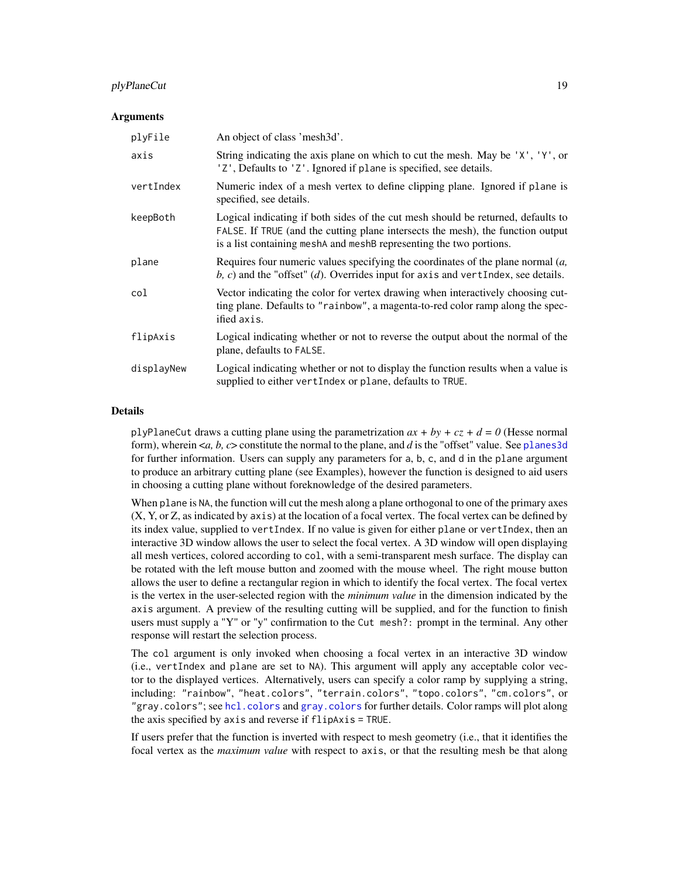### Arguments

| | |
|---|---|
| plyFile | An object of class 'mesh3d'. |
| axis | String indicating the axis plane on which to cut the mesh. May be 'X', 'Y', or 'Z', Defaults to 'Z'. Ignored if plane is specified, see details. |
| vertIndex | Numeric index of a mesh vertex to define clipping plane. Ignored if plane is specified, see details. |
| keepBoth | Logical indicating if both sides of the cut mesh should be returned, defaults to FALSE. If TRUE (and the cutting plane intersects the mesh), the function output is a list containing meshA and meshB representing the two portions. |
| plane | Requires four numeric values specifying the coordinates of the plane normal (*a, b, c*) and the "offset" (*d*). Overrides input for axis and vertIndex, see details. |
| col | Vector indicating the color for vertex drawing when interactively choosing cutting plane. Defaults to "rainbow", a magenta-to-red color ramp along the specified axis. |
| flipAxis | Logical indicating whether or not to reverse the output about the normal of the plane, defaults to FALSE. |
| displayNew | Logical indicating whether or not to display the function results when a value is supplied to either vertIndex or plane, defaults to TRUE. |

### Details

plyPlaneCut draws a cutting plane using the parametrization $ax + by + cz + d = 0$ (Hesse normal form), wherein <*a, b, c*> constitute the normal to the plane, and *d* is the "offset" value. See planes3d for further information. Users can supply any parameters for a, b, c, and d in the plane argument to produce an arbitrary cutting plane (see Examples), however the function is designed to aid users in choosing a cutting plane without foreknowledge of the desired parameters.

When plane is NA, the function will cut the mesh along a plane orthogonal to one of the primary axes (X, Y, or Z, as indicated by axis) at the location of a focal vertex. The focal vertex can be defined by its index value, supplied to vertIndex. If no value is given for either plane or vertIndex, then an interactive 3D window allows the user to select the focal vertex. A 3D window will open displaying all mesh vertices, colored according to col, with a semi-transparent mesh surface. The display can be rotated with the left mouse button and zoomed with the mouse wheel. The right mouse button allows the user to define a rectangular region in which to identify the focal vertex. The focal vertex is the vertex in the user-selected region with the *minimum value* in the dimension indicated by the axis argument. A preview of the resulting cutting will be supplied, and for the function to finish users must supply a "Y" or "y" confirmation to the Cut mesh?: prompt in the terminal. Any other response will restart the selection process.

The col argument is only invoked when choosing a focal vertex in an interactive 3D window (i.e., vertIndex and plane are set to NA). This argument will apply any acceptable color vector to the displayed vertices. Alternatively, users can specify a color ramp by supplying a string, including: "rainbow", "heat.colors", "terrain.colors", "topo.colors", "cm.colors", or "gray.colors"; see hcl.colors and gray.colors for further details. Color ramps will plot along the axis specified by axis and reverse if flipAxis = TRUE.

If users prefer that the function is inverted with respect to mesh geometry (i.e., that it identifies the focal vertex as the *maximum value* with respect to axis, or that the resulting mesh be that along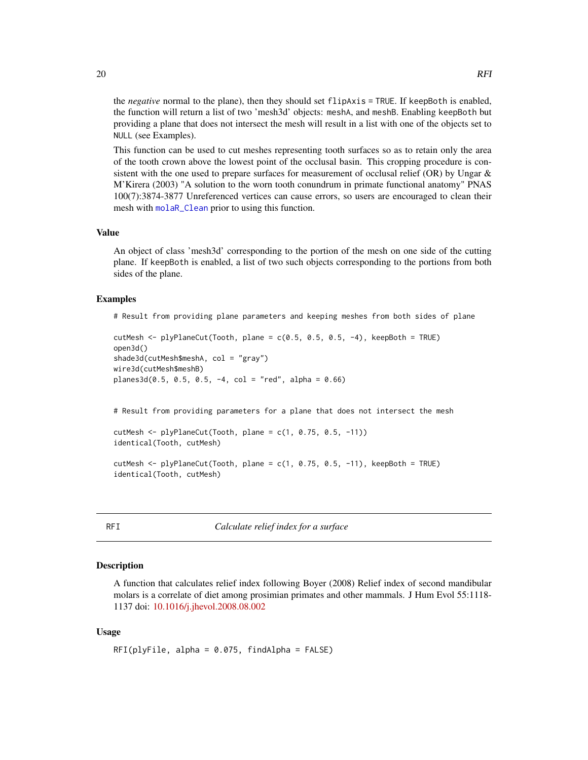the *negative* normal to the plane), then they should set flipAxis = TRUE. If keepBoth is enabled, the function will return a list of two 'mesh3d' objects: meshA, and meshB. Enabling keepBoth but providing a plane that does not intersect the mesh will result in a list with one of the objects set to NULL (see Examples).

This function can be used to cut meshes representing tooth surfaces so as to retain only the area of the tooth crown above the lowest point of the occlusal basin. This cropping procedure is consistent with the one used to prepare surfaces for measurement of occlusal relief (OR) by Ungar & M'Kirera (2003) "A solution to the worn tooth conundrum in primate functional anatomy" PNAS 100(7):3874-3877 Unreferenced vertices can cause errors, so users are encouraged to clean their mesh with molaR_Clean prior to using this function.

### Value

An object of class 'mesh3d' corresponding to the portion of the mesh on one side of the cutting plane. If keepBoth is enabled, a list of two such objects corresponding to the portions from both sides of the plane.

### Examples

```
# Result from providing plane parameters and keeping meshes from both sides of plane

cutMesh <- plyPlaneCut(Tooth, plane = c(0.5, 0.5, 0.5, -4), keepBoth = TRUE)
open3d()
shade3d(cutMesh$meshA, col = "gray")
wire3d(cutMesh$meshB)
planes3d(0.5, 0.5, 0.5, -4, col = "red", alpha = 0.66)


# Result from providing parameters for a plane that does not intersect the mesh

cutMesh <- plyPlaneCut(Tooth, plane = c(1, 0.75, 0.5, -11))
identical(Tooth, cutMesh)

cutMesh <- plyPlaneCut(Tooth, plane = c(1, 0.75, 0.5, -11), keepBoth = TRUE)
identical(Tooth, cutMesh)
```

---

## RFI — *Calculate relief index for a surface*

### Description

A function that calculates relief index following Boyer (2008) Relief index of second mandibular molars is a correlate of diet among prosimian primates and other mammals. J Hum Evol 55:1118-1137 doi: 10.1016/j.jhevol.2008.08.002

### Usage

```
RFI(plyFile, alpha = 0.075, findAlpha = FALSE)
```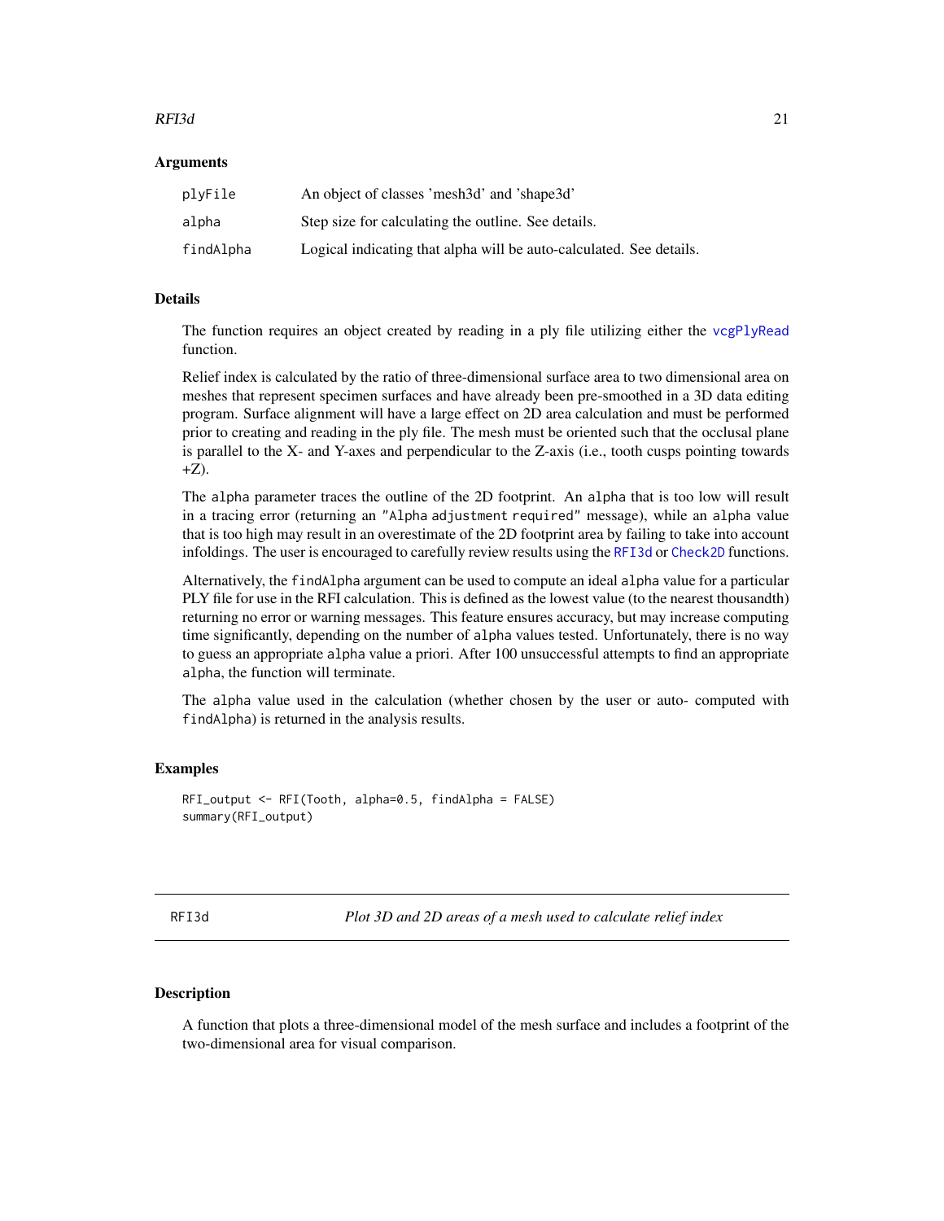### Arguments

| | |
|---|---|
| plyFile | An object of classes 'mesh3d' and 'shape3d' |
| alpha | Step size for calculating the outline. See details. |
| findAlpha | Logical indicating that alpha will be auto-calculated. See details. |

### Details

The function requires an object created by reading in a ply file utilizing either the `vcgPlyRead` function.

Relief index is calculated by the ratio of three-dimensional surface area to two dimensional area on meshes that represent specimen surfaces and have already been pre-smoothed in a 3D data editing program. Surface alignment will have a large effect on 2D area calculation and must be performed prior to creating and reading in the ply file. The mesh must be oriented such that the occlusal plane is parallel to the X- and Y-axes and perpendicular to the Z-axis (i.e., tooth cusps pointing towards +Z).

The `alpha` parameter traces the outline of the 2D footprint. An `alpha` that is too low will result in a tracing error (returning an `"Alpha adjustment required"` message), while an `alpha` value that is too high may result in an overestimate of the 2D footprint area by failing to take into account infoldings. The user is encouraged to carefully review results using the `RFI3d` or `Check2D` functions.

Alternatively, the `findAlpha` argument can be used to compute an ideal `alpha` value for a particular PLY file for use in the RFI calculation. This is defined as the lowest value (to the nearest thousandth) returning no error or warning messages. This feature ensures accuracy, but may increase computing time significantly, depending on the number of `alpha` values tested. Unfortunately, there is no way to guess an appropriate `alpha` value a priori. After 100 unsuccessful attempts to find an appropriate `alpha`, the function will terminate.

The `alpha` value used in the calculation (whether chosen by the user or auto- computed with `findAlpha`) is returned in the analysis results.

### Examples

```
RFI_output <- RFI(Tooth, alpha=0.5, findAlpha = FALSE)
summary(RFI_output)
```

---

## RFI3d — *Plot 3D and 2D areas of a mesh used to calculate relief index*

### Description

A function that plots a three-dimensional model of the mesh surface and includes a footprint of the two-dimensional area for visual comparison.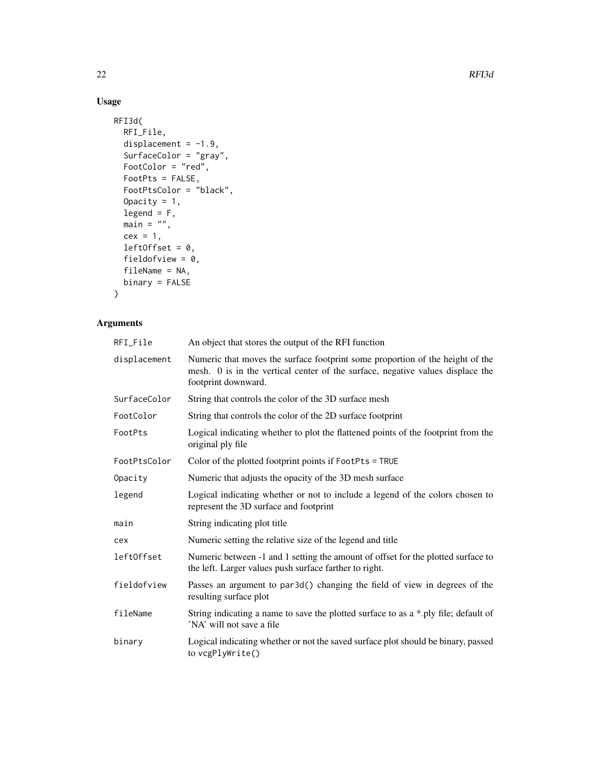## Usage

```
RFI3d(
  RFI_File,
  displacement = -1.9,
  SurfaceColor = "gray",
  FootColor = "red",
  FootPts = FALSE,
  FootPtsColor = "black",
  Opacity = 1,
  legend = F,
  main = "",
  cex = 1,
  leftOffset = 0,
  fieldofview = 0,
  fileName = NA,
  binary = FALSE
)
```

## Arguments

| Argument | Description |
|---|---|
| RFI_File | An object that stores the output of the RFI function |
| displacement | Numeric that moves the surface footprint some proportion of the height of the mesh. 0 is in the vertical center of the surface, negative values displace the footprint downward. |
| SurfaceColor | String that controls the color of the 3D surface mesh |
| FootColor | String that controls the color of the 2D surface footprint |
| FootPts | Logical indicating whether to plot the flattened points of the footprint from the original ply file |
| FootPtsColor | Color of the plotted footprint points if `FootPts = TRUE` |
| Opacity | Numeric that adjusts the opacity of the 3D mesh surface |
| legend | Logical indicating whether or not to include a legend of the colors chosen to represent the 3D surface and footprint |
| main | String indicating plot title |
| cex | Numeric setting the relative size of the legend and title |
| leftOffset | Numeric between -1 and 1 setting the amount of offset for the plotted surface to the left. Larger values push surface farther to right. |
| fieldofview | Passes an argument to `par3d()` changing the field of view in degrees of the resulting surface plot |
| fileName | String indicating a name to save the plotted surface to as a *.ply file; default of 'NA' will not save a file |
| binary | Logical indicating whether or not the saved surface plot should be binary, passed to `vcgPlyWrite()` |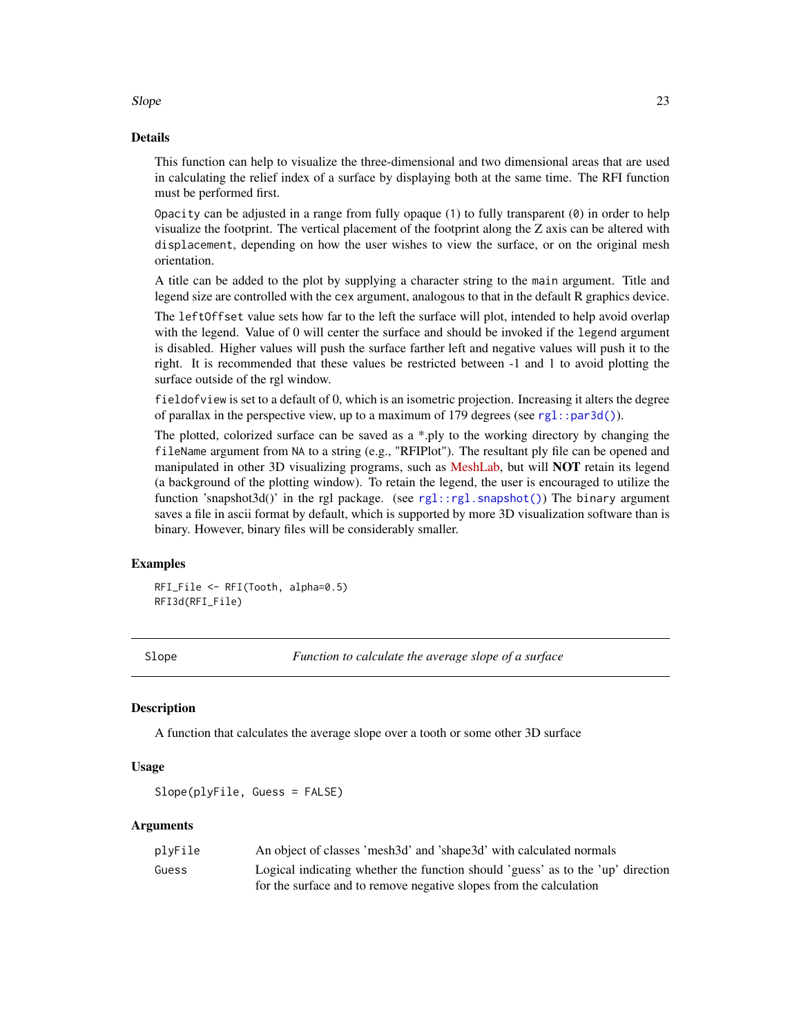## Details

This function can help to visualize the three-dimensional and two dimensional areas that are used in calculating the relief index of a surface by displaying both at the same time. The RFI function must be performed first.

`Opacity` can be adjusted in a range from fully opaque (`1`) to fully transparent (`0`) in order to help visualize the footprint. The vertical placement of the footprint along the Z axis can be altered with `displacement`, depending on how the user wishes to view the surface, or on the original mesh orientation.

A title can be added to the plot by supplying a character string to the `main` argument. Title and legend size are controlled with the `cex` argument, analogous to that in the default R graphics device.

The `leftOffset` value sets how far to the left the surface will plot, intended to help avoid overlap with the legend. Value of 0 will center the surface and should be invoked if the `legend` argument is disabled. Higher values will push the surface farther left and negative values will push it to the right. It is recommended that these values be restricted between -1 and 1 to avoid plotting the surface outside of the rgl window.

`fieldofview` is set to a default of 0, which is an isometric projection. Increasing it alters the degree of parallax in the perspective view, up to a maximum of 179 degrees (see `rgl::par3d()`).

The plotted, colorized surface can be saved as a *.ply to the working directory by changing the `fileName` argument from `NA` to a string (e.g., "RFIPlot"). The resultant ply file can be opened and manipulated in other 3D visualizing programs, such as MeshLab, but will **NOT** retain its legend (a background of the plotting window). To retain the legend, the user is encouraged to utilize the function 'snapshot3d()' in the rgl package. (see `rgl::rgl.snapshot()`) The `binary` argument saves a file in ascii format by default, which is supported by more 3D visualization software than is binary. However, binary files will be considerably smaller.

## Examples

```
RFI_File <- RFI(Tooth, alpha=0.5)
RFI3d(RFI_File)
```

---

# Slope — *Function to calculate the average slope of a surface*

## Description

A function that calculates the average slope over a tooth or some other 3D surface

## Usage

```
Slope(plyFile, Guess = FALSE)
```

## Arguments

| | |
|---|---|
| `plyFile` | An object of classes 'mesh3d' and 'shape3d' with calculated normals |
| `Guess` | Logical indicating whether the function should 'guess' as to the 'up' direction for the surface and to remove negative slopes from the calculation |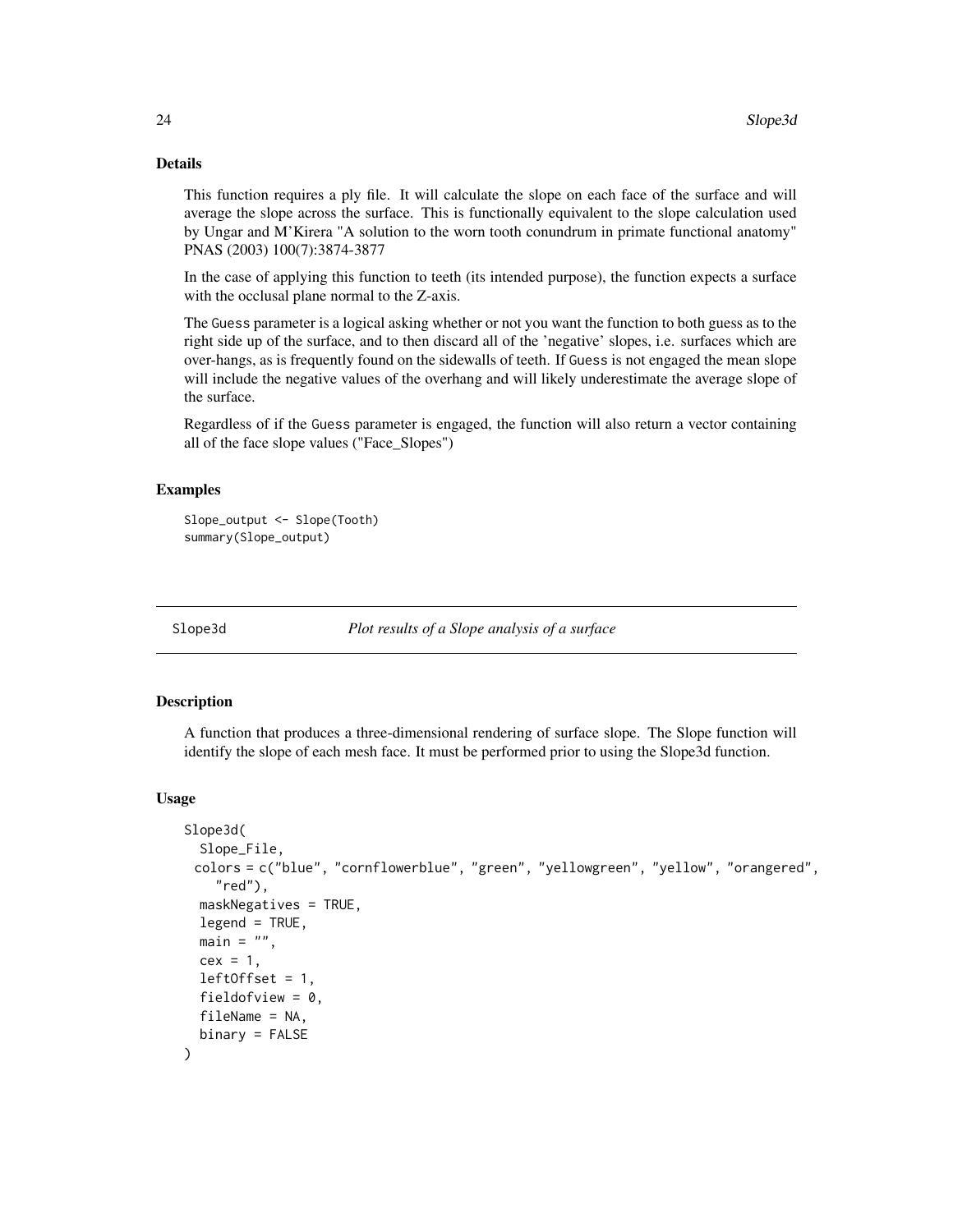### Details

This function requires a ply file. It will calculate the slope on each face of the surface and will average the slope across the surface. This is functionally equivalent to the slope calculation used by Ungar and M'Kirera "A solution to the worn tooth conundrum in primate functional anatomy" PNAS (2003) 100(7):3874-3877

In the case of applying this function to teeth (its intended purpose), the function expects a surface with the occlusal plane normal to the Z-axis.

The Guess parameter is a logical asking whether or not you want the function to both guess as to the right side up of the surface, and to then discard all of the 'negative' slopes, i.e. surfaces which are over-hangs, as is frequently found on the sidewalls of teeth. If Guess is not engaged the mean slope will include the negative values of the overhang and will likely underestimate the average slope of the surface.

Regardless of if the Guess parameter is engaged, the function will also return a vector containing all of the face slope values ("Face_Slopes")

### Examples

```
Slope_output <- Slope(Tooth)
summary(Slope_output)
```

---

## Slope3d — *Plot results of a Slope analysis of a surface*

### Description

A function that produces a three-dimensional rendering of surface slope. The Slope function will identify the slope of each mesh face. It must be performed prior to using the Slope3d function.

### Usage

```
Slope3d(
  Slope_File,
  colors = c("blue", "cornflowerblue", "green", "yellowgreen", "yellow", "orangered",
    "red"),
  maskNegatives = TRUE,
  legend = TRUE,
  main = "",
  cex = 1,
  leftOffset = 1,
  fieldofview = 0,
  fileName = NA,
  binary = FALSE
)
```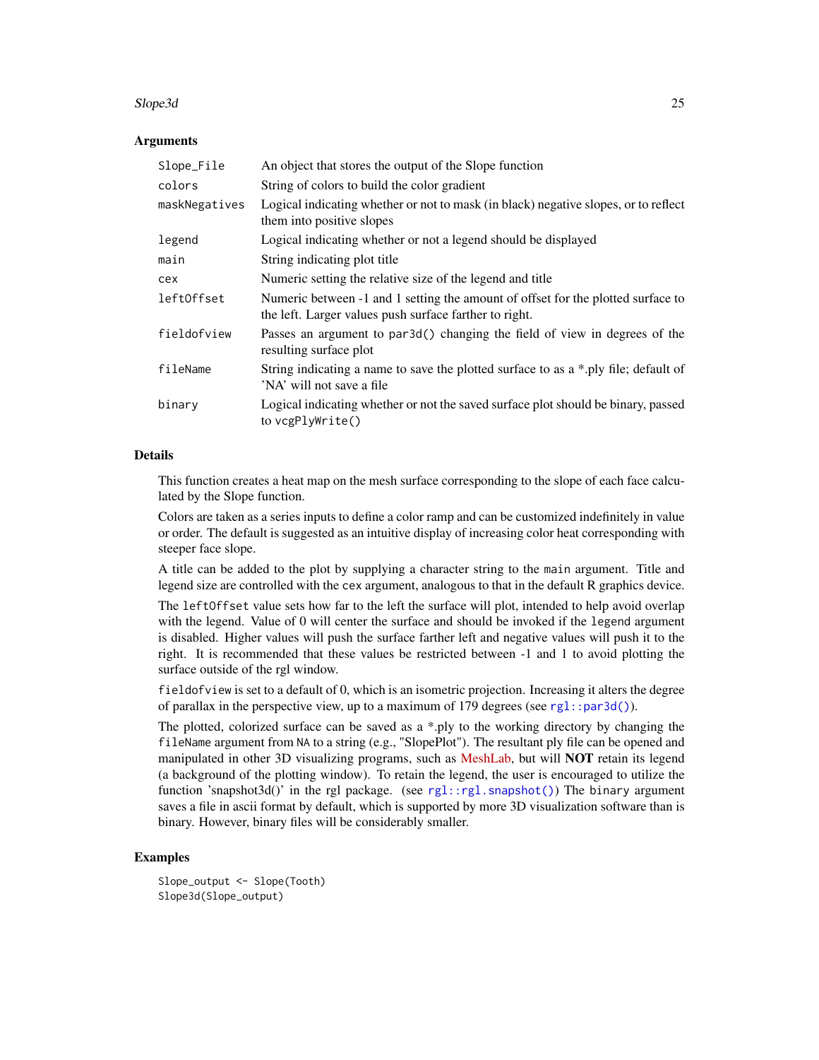### Arguments

| | |
|---|---|
| `Slope_File` | An object that stores the output of the Slope function |
| `colors` | String of colors to build the color gradient |
| `maskNegatives` | Logical indicating whether or not to mask (in black) negative slopes, or to reflect them into positive slopes |
| `legend` | Logical indicating whether or not a legend should be displayed |
| `main` | String indicating plot title |
| `cex` | Numeric setting the relative size of the legend and title |
| `leftOffset` | Numeric between -1 and 1 setting the amount of offset for the plotted surface to the left. Larger values push surface farther to right. |
| `fieldofview` | Passes an argument to `par3d()` changing the field of view in degrees of the resulting surface plot |
| `fileName` | String indicating a name to save the plotted surface to as a *.ply file; default of 'NA' will not save a file |
| `binary` | Logical indicating whether or not the saved surface plot should be binary, passed to `vcgPlyWrite()` |

### Details

This function creates a heat map on the mesh surface corresponding to the slope of each face calculated by the Slope function.

Colors are taken as a series inputs to define a color ramp and can be customized indefinitely in value or order. The default is suggested as an intuitive display of increasing color heat corresponding with steeper face slope.

A title can be added to the plot by supplying a character string to the `main` argument. Title and legend size are controlled with the `cex` argument, analogous to that in the default R graphics device.

The `leftOffset` value sets how far to the left the surface will plot, intended to help avoid overlap with the legend. Value of 0 will center the surface and should be invoked if the `legend` argument is disabled. Higher values will push the surface farther left and negative values will push it to the right. It is recommended that these values be restricted between -1 and 1 to avoid plotting the surface outside of the rgl window.

`fieldofview` is set to a default of 0, which is an isometric projection. Increasing it alters the degree of parallax in the perspective view, up to a maximum of 179 degrees (see `rgl::par3d()`).

The plotted, colorized surface can be saved as a *.ply to the working directory by changing the `fileName` argument from `NA` to a string (e.g., "SlopePlot"). The resultant ply file can be opened and manipulated in other 3D visualizing programs, such as MeshLab, but will **NOT** retain its legend (a background of the plotting window). To retain the legend, the user is encouraged to utilize the function 'snapshot3d()' in the rgl package. (see `rgl::rgl.snapshot()`) The `binary` argument saves a file in ascii format by default, which is supported by more 3D visualization software than is binary. However, binary files will be considerably smaller.

### Examples

```
Slope_output <- Slope(Tooth)
Slope3d(Slope_output)
```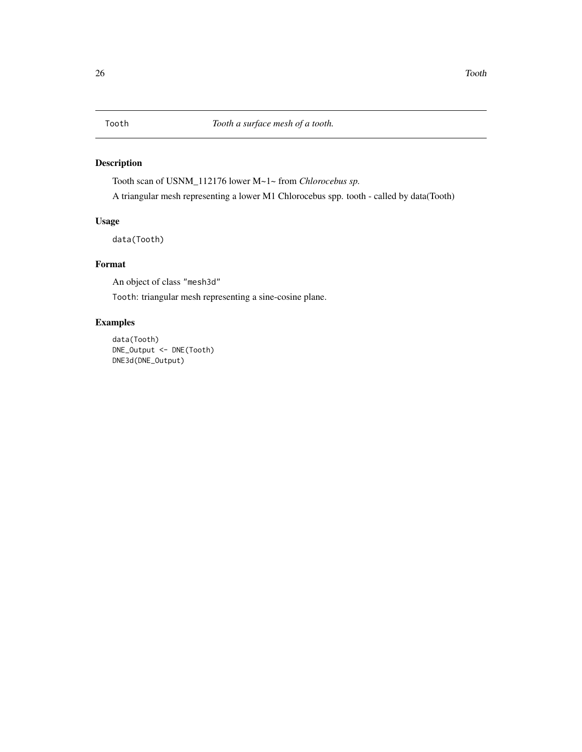Tooth *Tooth a surface mesh of a tooth.*

## Description

Tooth scan of USNM_112176 lower M~1~ from *Chlorocebus sp.*

A triangular mesh representing a lower M1 Chlorocebus spp. tooth - called by data(Tooth)

## Usage

```
data(Tooth)
```

## Format

An object of class "mesh3d"

Tooth: triangular mesh representing a sine-cosine plane.

## Examples

```
data(Tooth)
DNE_Output <- DNE(Tooth)
DNE3d(DNE_Output)
```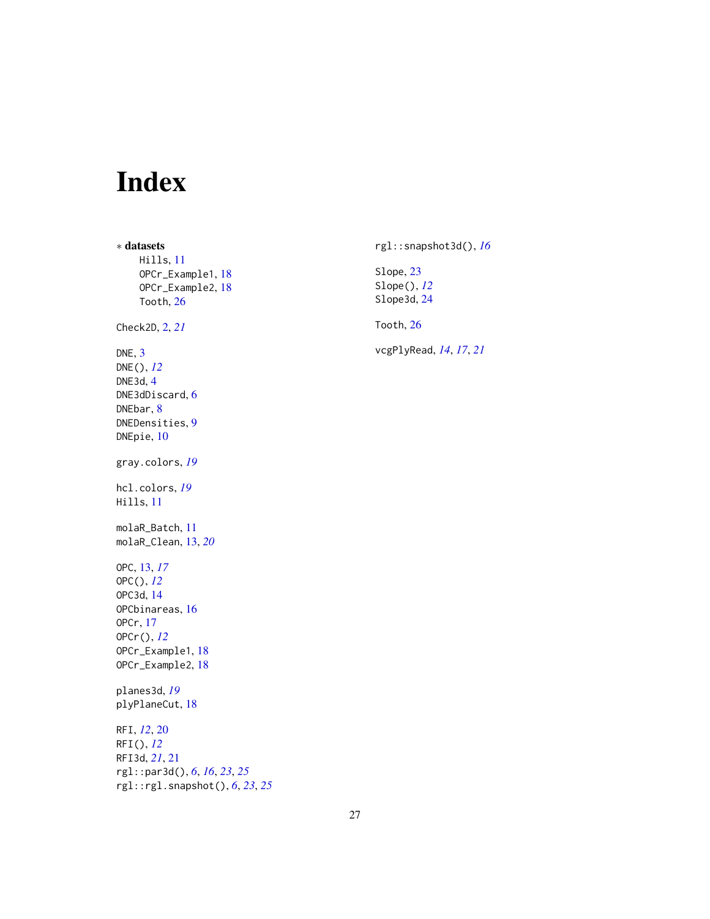# Index

∗ **datasets**
- Hills, 11
- OPCr_Example1, 18
- OPCr_Example2, 18
- Tooth, 26

Check2D, 2, *21*

DNE, 3
DNE(), *12*
DNE3d, 4
DNE3dDiscard, 6
DNEbar, 8
DNEDensities, 9
DNEpie, 10

gray.colors, *19*

hcl.colors, *19*
Hills, 11

molaR_Batch, 11
molaR_Clean, 13, *20*

OPC, 13, *17*
OPC(), *12*
OPC3d, 14
OPCbinareas, 16
OPCr, 17
OPCr(), *12*
OPCr_Example1, 18
OPCr_Example2, 18

planes3d, *19*
plyPlaneCut, 18

RFI, *12*, 20
RFI(), *12*
RFI3d, *21*, 21
rgl::par3d(), *6*, *16*, *23*, *25*
rgl::rgl.snapshot(), *6*, *23*, *25*
rgl::snapshot3d(), *16*

Slope, 23
Slope(), *12*
Slope3d, 24

Tooth, 26

vcgPlyRead, *14*, *17*, *21*